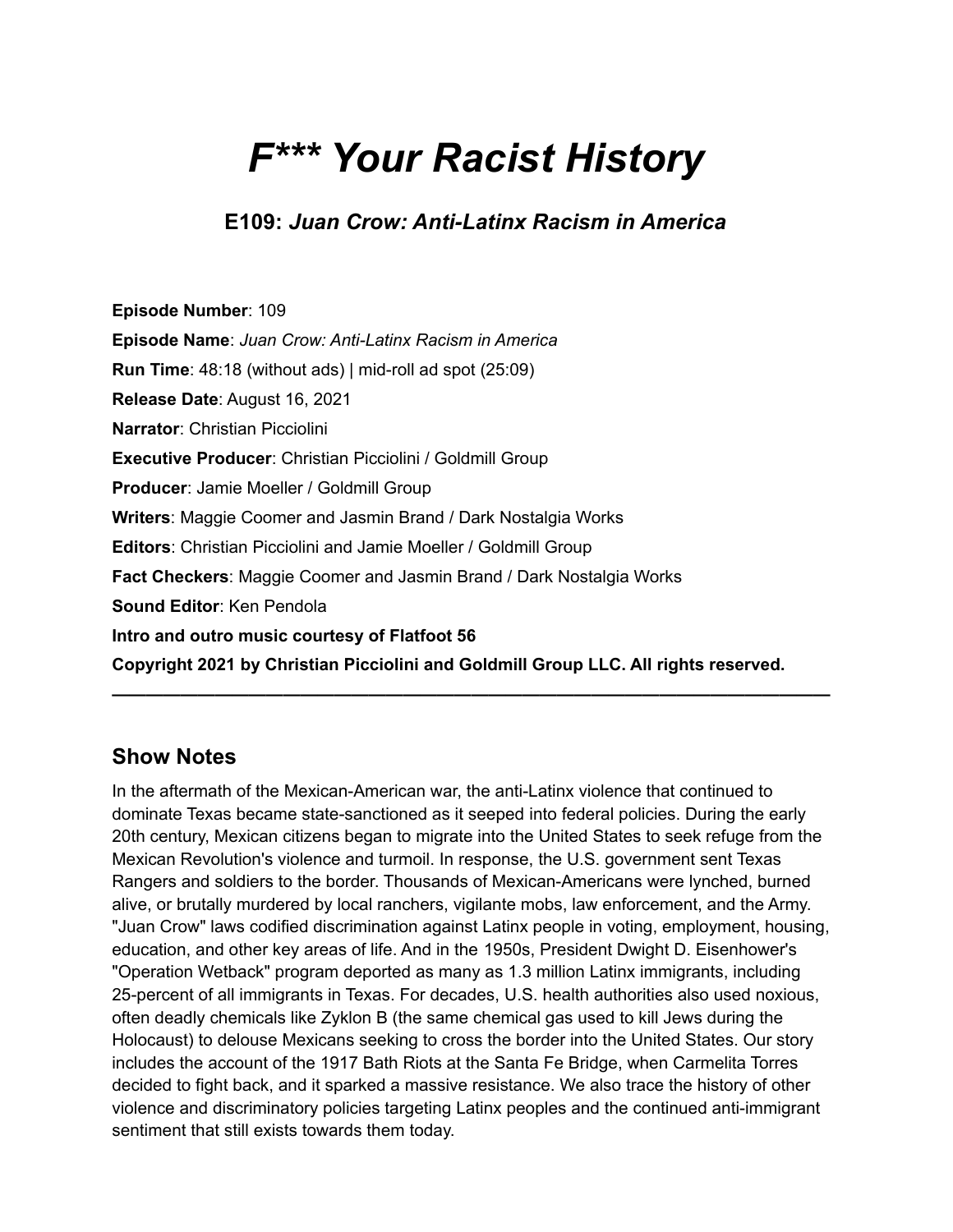# *F*** Your Racist History*

## E109: *Juan Crow: Anti-Latinx Racism in America*

**Episode Number**: 109

**Episode Name**: *Juan Crow: Anti-Latinx Racism in America*

**Run Time**: 48:18 (without ads) | mid-roll ad spot (25:09)

**Release Date**: August 16, 2021

**Narrator**: Christian Picciolini

**Executive Producer**: Christian Picciolini / Goldmill Group

**Producer**: Jamie Moeller / Goldmill Group

**Writers**: Maggie Coomer and Jasmin Brand / Dark Nostalgia Works

**Editors**: Christian Picciolini and Jamie Moeller / Goldmill Group

**Fact Checkers**: Maggie Coomer and Jasmin Brand / Dark Nostalgia Works

**Sound Editor**: Ken Pendola

**Intro and outro music courtesy of Flatfoot 56**

**Copyright 2021 by Christian Picciolini and Goldmill Group LLC. All rights reserved.**

---

## Show Notes

In the aftermath of the Mexican-American war, the anti-Latinx violence that continued to dominate Texas became state-sanctioned as it seeped into federal policies. During the early 20th century, Mexican citizens began to migrate into the United States to seek refuge from the Mexican Revolution's violence and turmoil. In response, the U.S. government sent Texas Rangers and soldiers to the border. Thousands of Mexican-Americans were lynched, burned alive, or brutally murdered by local ranchers, vigilante mobs, law enforcement, and the Army. "Juan Crow" laws codified discrimination against Latinx people in voting, employment, housing, education, and other key areas of life. And in the 1950s, President Dwight D. Eisenhower's "Operation Wetback" program deported as many as 1.3 million Latinx immigrants, including 25-percent of all immigrants in Texas. For decades, U.S. health authorities also used noxious, often deadly chemicals like Zyklon B (the same chemical gas used to kill Jews during the Holocaust) to delouse Mexicans seeking to cross the border into the United States. Our story includes the account of the 1917 Bath Riots at the Santa Fe Bridge, when Carmelita Torres decided to fight back, and it sparked a massive resistance. We also trace the history of other violence and discriminatory policies targeting Latinx peoples and the continued anti-immigrant sentiment that still exists towards them today.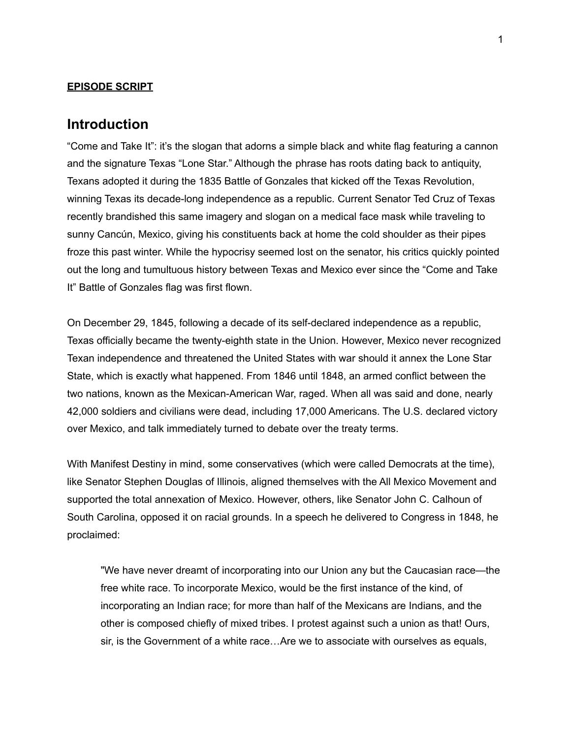**EPISODE SCRIPT**

## Introduction

"Come and Take It": it's the slogan that adorns a simple black and white flag featuring a cannon and the signature Texas "Lone Star." Although the phrase has roots dating back to antiquity, Texans adopted it during the 1835 Battle of Gonzales that kicked off the Texas Revolution, winning Texas its decade-long independence as a republic. Current Senator Ted Cruz of Texas recently brandished this same imagery and slogan on a medical face mask while traveling to sunny Cancún, Mexico, giving his constituents back at home the cold shoulder as their pipes froze this past winter. While the hypocrisy seemed lost on the senator, his critics quickly pointed out the long and tumultuous history between Texas and Mexico ever since the "Come and Take It" Battle of Gonzales flag was first flown.

On December 29, 1845, following a decade of its self-declared independence as a republic, Texas officially became the twenty-eighth state in the Union. However, Mexico never recognized Texan independence and threatened the United States with war should it annex the Lone Star State, which is exactly what happened. From 1846 until 1848, an armed conflict between the two nations, known as the Mexican-American War, raged. When all was said and done, nearly 42,000 soldiers and civilians were dead, including 17,000 Americans. The U.S. declared victory over Mexico, and talk immediately turned to debate over the treaty terms.

With Manifest Destiny in mind, some conservatives (which were called Democrats at the time), like Senator Stephen Douglas of Illinois, aligned themselves with the All Mexico Movement and supported the total annexation of Mexico. However, others, like Senator John C. Calhoun of South Carolina, opposed it on racial grounds. In a speech he delivered to Congress in 1848, he proclaimed:

> "We have never dreamt of incorporating into our Union any but the Caucasian race—the free white race. To incorporate Mexico, would be the first instance of the kind, of incorporating an Indian race; for more than half of the Mexicans are Indians, and the other is composed chiefly of mixed tribes. I protest against such a union as that! Ours, sir, is the Government of a white race…Are we to associate with ourselves as equals,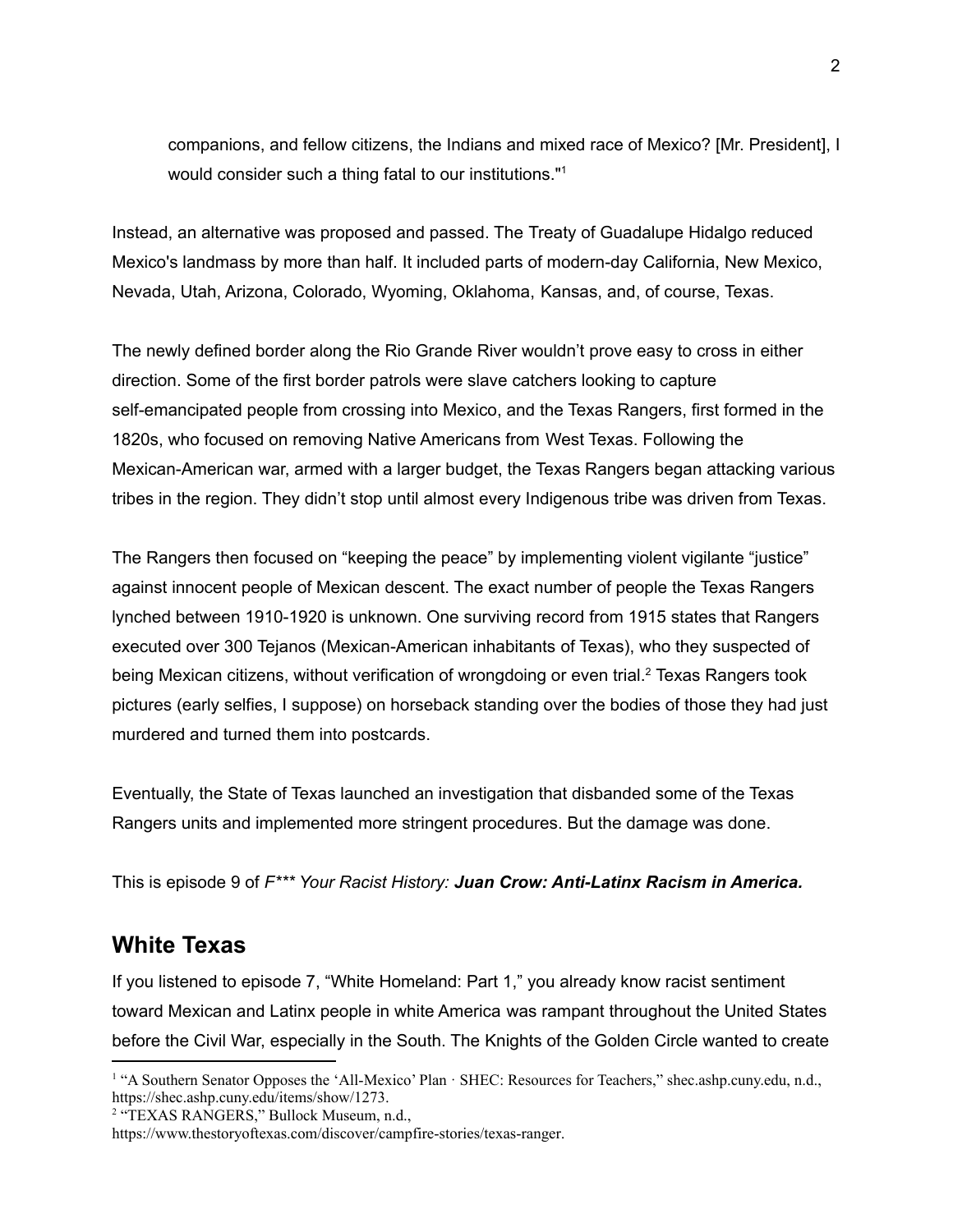companions, and fellow citizens, the Indians and mixed race of Mexico? [Mr. President], I would consider such a thing fatal to our institutions."[1]

Instead, an alternative was proposed and passed. The Treaty of Guadalupe Hidalgo reduced Mexico's landmass by more than half. It included parts of modern-day California, New Mexico, Nevada, Utah, Arizona, Colorado, Wyoming, Oklahoma, Kansas, and, of course, Texas.

The newly defined border along the Rio Grande River wouldn't prove easy to cross in either direction. Some of the first border patrols were slave catchers looking to capture self-emancipated people from crossing into Mexico, and the Texas Rangers, first formed in the 1820s, who focused on removing Native Americans from West Texas. Following the Mexican-American war, armed with a larger budget, the Texas Rangers began attacking various tribes in the region. They didn't stop until almost every Indigenous tribe was driven from Texas.

The Rangers then focused on "keeping the peace" by implementing violent vigilante "justice" against innocent people of Mexican descent. The exact number of people the Texas Rangers lynched between 1910-1920 is unknown. One surviving record from 1915 states that Rangers executed over 300 Tejanos (Mexican-American inhabitants of Texas), who they suspected of being Mexican citizens, without verification of wrongdoing or even trial.[2] Texas Rangers took pictures (early selfies, I suppose) on horseback standing over the bodies of those they had just murdered and turned them into postcards.

Eventually, the State of Texas launched an investigation that disbanded some of the Texas Rangers units and implemented more stringent procedures. But the damage was done.

This is episode 9 of *F*** Your Racist History:* ***Juan Crow: Anti-Latinx Racism in America.***

## White Texas

If you listened to episode 7, "White Homeland: Part 1," you already know racist sentiment toward Mexican and Latinx people in white America was rampant throughout the United States before the Civil War, especially in the South. The Knights of the Golden Circle wanted to create

[1] "A Southern Senator Opposes the 'All-Mexico' Plan · SHEC: Resources for Teachers," shec.ashp.cuny.edu, n.d., https://shec.ashp.cuny.edu/items/show/1273.

[2] "TEXAS RANGERS," Bullock Museum, n.d., https://www.thestoryoftexas.com/discover/campfire-stories/texas-ranger.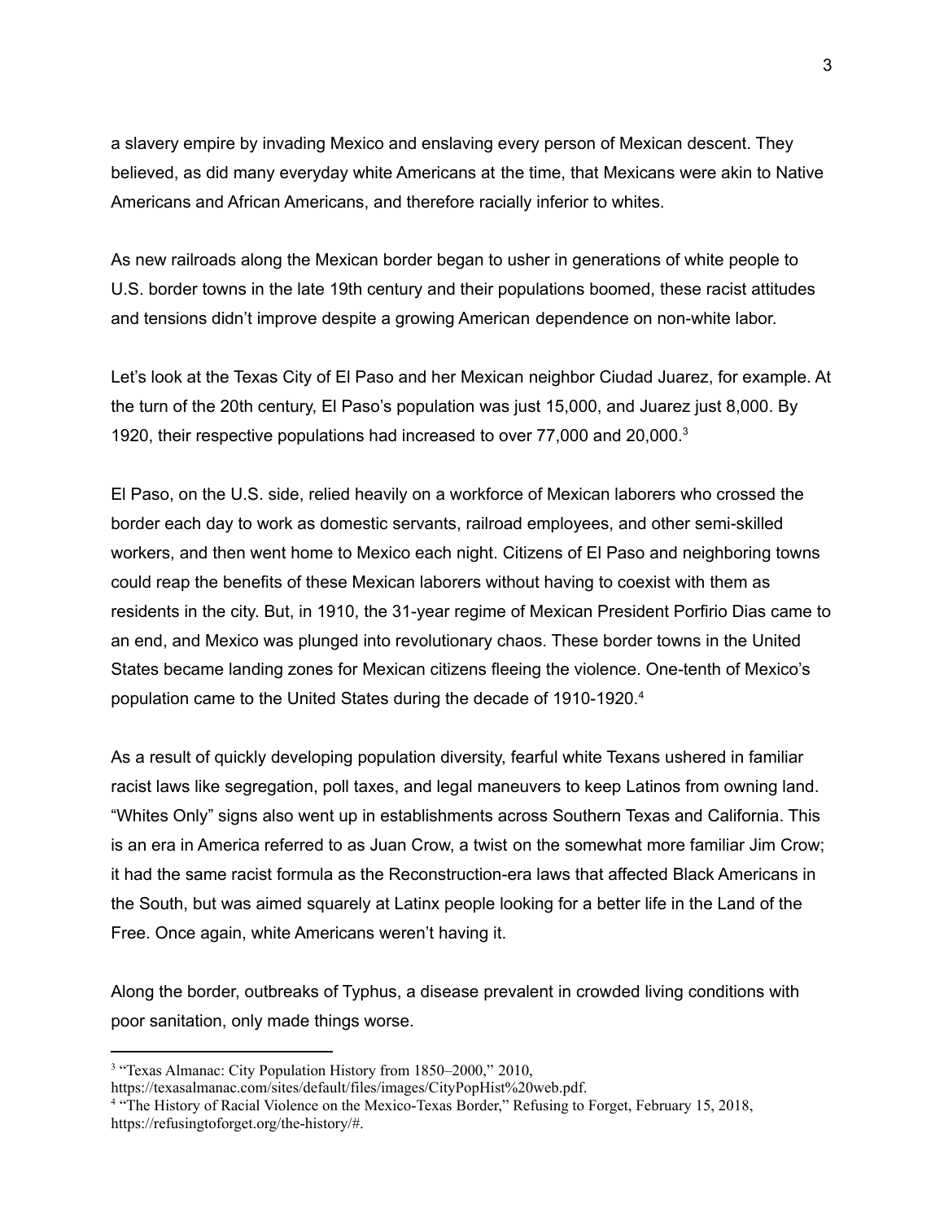a slavery empire by invading Mexico and enslaving every person of Mexican descent. They believed, as did many everyday white Americans at the time, that Mexicans were akin to Native Americans and African Americans, and therefore racially inferior to whites.

As new railroads along the Mexican border began to usher in generations of white people to U.S. border towns in the late 19th century and their populations boomed, these racist attitudes and tensions didn't improve despite a growing American dependence on non-white labor.

Let's look at the Texas City of El Paso and her Mexican neighbor Ciudad Juarez, for example. At the turn of the 20th century, El Paso's population was just 15,000, and Juarez just 8,000. By 1920, their respective populations had increased to over 77,000 and 20,000.[3]

El Paso, on the U.S. side, relied heavily on a workforce of Mexican laborers who crossed the border each day to work as domestic servants, railroad employees, and other semi-skilled workers, and then went home to Mexico each night. Citizens of El Paso and neighboring towns could reap the benefits of these Mexican laborers without having to coexist with them as residents in the city. But, in 1910, the 31-year regime of Mexican President Porfirio Dias came to an end, and Mexico was plunged into revolutionary chaos. These border towns in the United States became landing zones for Mexican citizens fleeing the violence. One-tenth of Mexico's population came to the United States during the decade of 1910-1920.[4]

As a result of quickly developing population diversity, fearful white Texans ushered in familiar racist laws like segregation, poll taxes, and legal maneuvers to keep Latinos from owning land. "Whites Only" signs also went up in establishments across Southern Texas and California. This is an era in America referred to as Juan Crow, a twist on the somewhat more familiar Jim Crow; it had the same racist formula as the Reconstruction-era laws that affected Black Americans in the South, but was aimed squarely at Latinx people looking for a better life in the Land of the Free. Once again, white Americans weren't having it.

Along the border, outbreaks of Typhus, a disease prevalent in crowded living conditions with poor sanitation, only made things worse.

---

[3] "Texas Almanac: City Population History from 1850–2000," 2010, https://texasalmanac.com/sites/default/files/images/CityPopHist%20web.pdf.

[4] "The History of Racial Violence on the Mexico-Texas Border," Refusing to Forget, February 15, 2018, https://refusingtoforget.org/the-history/#.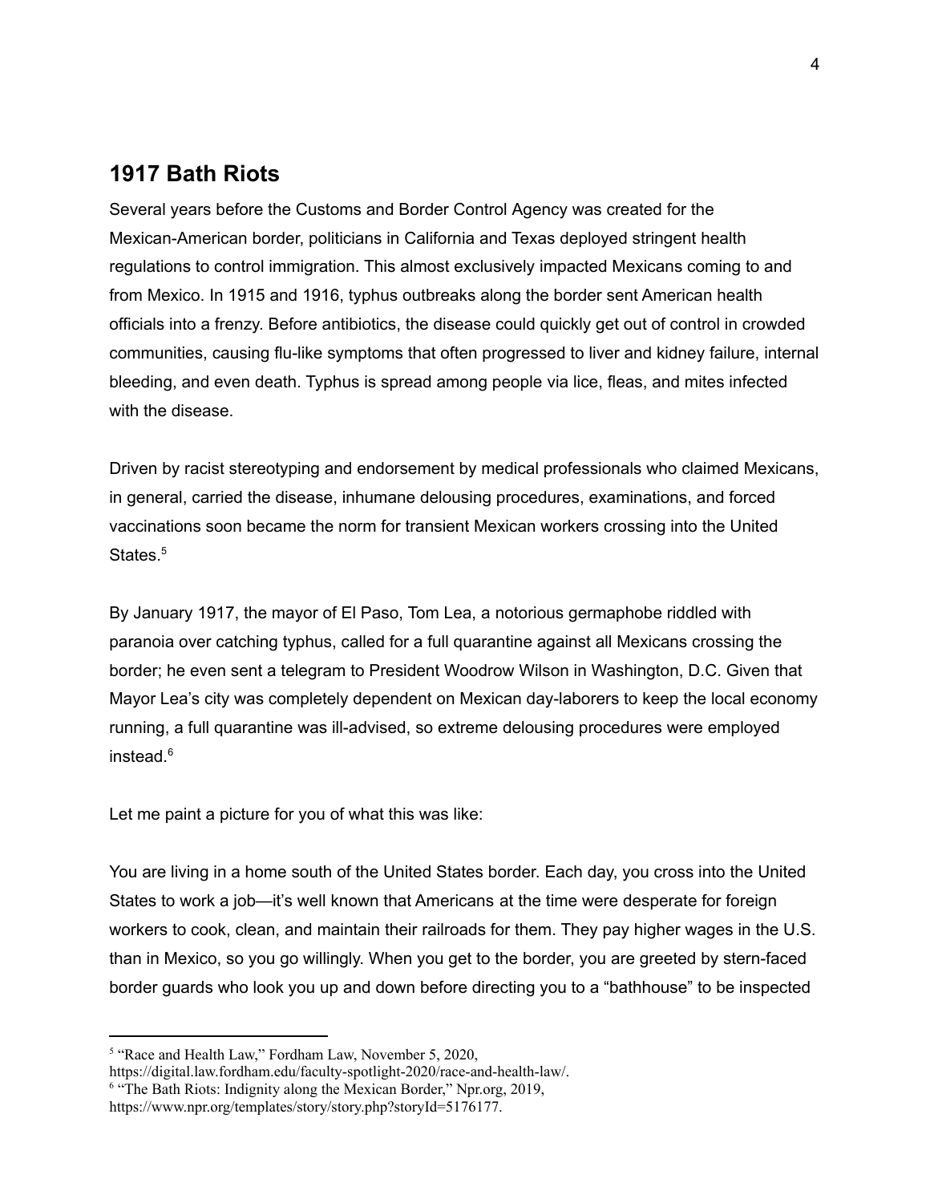## 1917 Bath Riots

Several years before the Customs and Border Control Agency was created for the Mexican-American border, politicians in California and Texas deployed stringent health regulations to control immigration. This almost exclusively impacted Mexicans coming to and from Mexico. In 1915 and 1916, typhus outbreaks along the border sent American health officials into a frenzy. Before antibiotics, the disease could quickly get out of control in crowded communities, causing flu-like symptoms that often progressed to liver and kidney failure, internal bleeding, and even death. Typhus is spread among people via lice, fleas, and mites infected with the disease.

Driven by racist stereotyping and endorsement by medical professionals who claimed Mexicans, in general, carried the disease, inhumane delousing procedures, examinations, and forced vaccinations soon became the norm for transient Mexican workers crossing into the United States.[5]

By January 1917, the mayor of El Paso, Tom Lea, a notorious germaphobe riddled with paranoia over catching typhus, called for a full quarantine against all Mexicans crossing the border; he even sent a telegram to President Woodrow Wilson in Washington, D.C. Given that Mayor Lea's city was completely dependent on Mexican day-laborers to keep the local economy running, a full quarantine was ill-advised, so extreme delousing procedures were employed instead.[6]

Let me paint a picture for you of what this was like:

You are living in a home south of the United States border. Each day, you cross into the United States to work a job—it's well known that Americans at the time were desperate for foreign workers to cook, clean, and maintain their railroads for them. They pay higher wages in the U.S. than in Mexico, so you go willingly. When you get to the border, you are greeted by stern-faced border guards who look you up and down before directing you to a "bathhouse" to be inspected

---

[5] "Race and Health Law," Fordham Law, November 5, 2020, https://digital.law.fordham.edu/faculty-spotlight-2020/race-and-health-law/.

[6] "The Bath Riots: Indignity along the Mexican Border," Npr.org, 2019, https://www.npr.org/templates/story/story.php?storyId=5176177.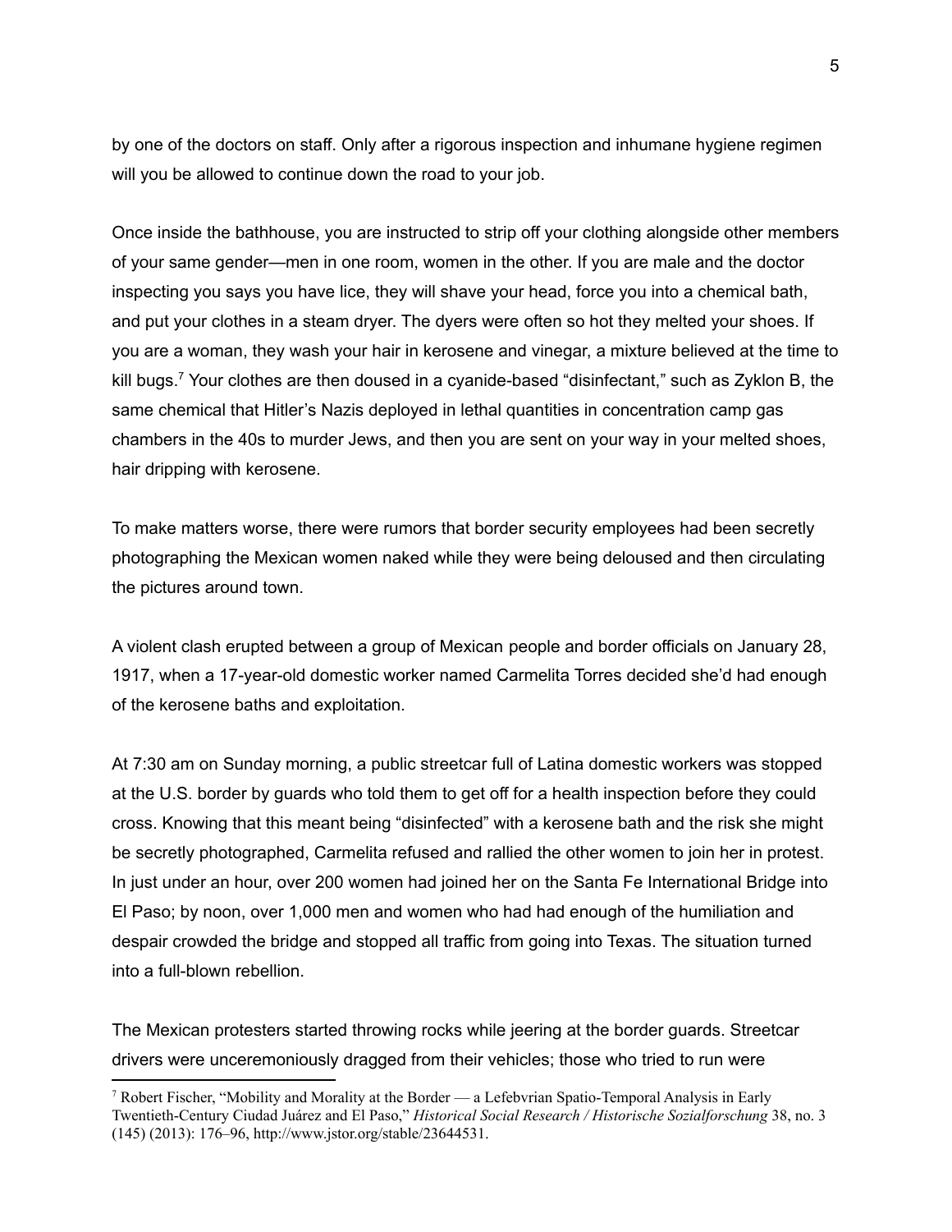by one of the doctors on staff. Only after a rigorous inspection and inhumane hygiene regimen will you be allowed to continue down the road to your job.

Once inside the bathhouse, you are instructed to strip off your clothing alongside other members of your same gender—men in one room, women in the other. If you are male and the doctor inspecting you says you have lice, they will shave your head, force you into a chemical bath, and put your clothes in a steam dryer. The dyers were often so hot they melted your shoes. If you are a woman, they wash your hair in kerosene and vinegar, a mixture believed at the time to kill bugs.[7] Your clothes are then doused in a cyanide-based "disinfectant," such as Zyklon B, the same chemical that Hitler's Nazis deployed in lethal quantities in concentration camp gas chambers in the 40s to murder Jews, and then you are sent on your way in your melted shoes, hair dripping with kerosene.

To make matters worse, there were rumors that border security employees had been secretly photographing the Mexican women naked while they were being deloused and then circulating the pictures around town.

A violent clash erupted between a group of Mexican people and border officials on January 28, 1917, when a 17-year-old domestic worker named Carmelita Torres decided she'd had enough of the kerosene baths and exploitation.

At 7:30 am on Sunday morning, a public streetcar full of Latina domestic workers was stopped at the U.S. border by guards who told them to get off for a health inspection before they could cross. Knowing that this meant being "disinfected" with a kerosene bath and the risk she might be secretly photographed, Carmelita refused and rallied the other women to join her in protest. In just under an hour, over 200 women had joined her on the Santa Fe International Bridge into El Paso; by noon, over 1,000 men and women who had had enough of the humiliation and despair crowded the bridge and stopped all traffic from going into Texas. The situation turned into a full-blown rebellion.

The Mexican protesters started throwing rocks while jeering at the border guards. Streetcar drivers were unceremoniously dragged from their vehicles; those who tried to run were

[7] Robert Fischer, "Mobility and Morality at the Border — a Lefebvrian Spatio-Temporal Analysis in Early Twentieth-Century Ciudad Juárez and El Paso," *Historical Social Research / Historische Sozialforschung* 38, no. 3 (145) (2013): 176–96, http://www.jstor.org/stable/23644531.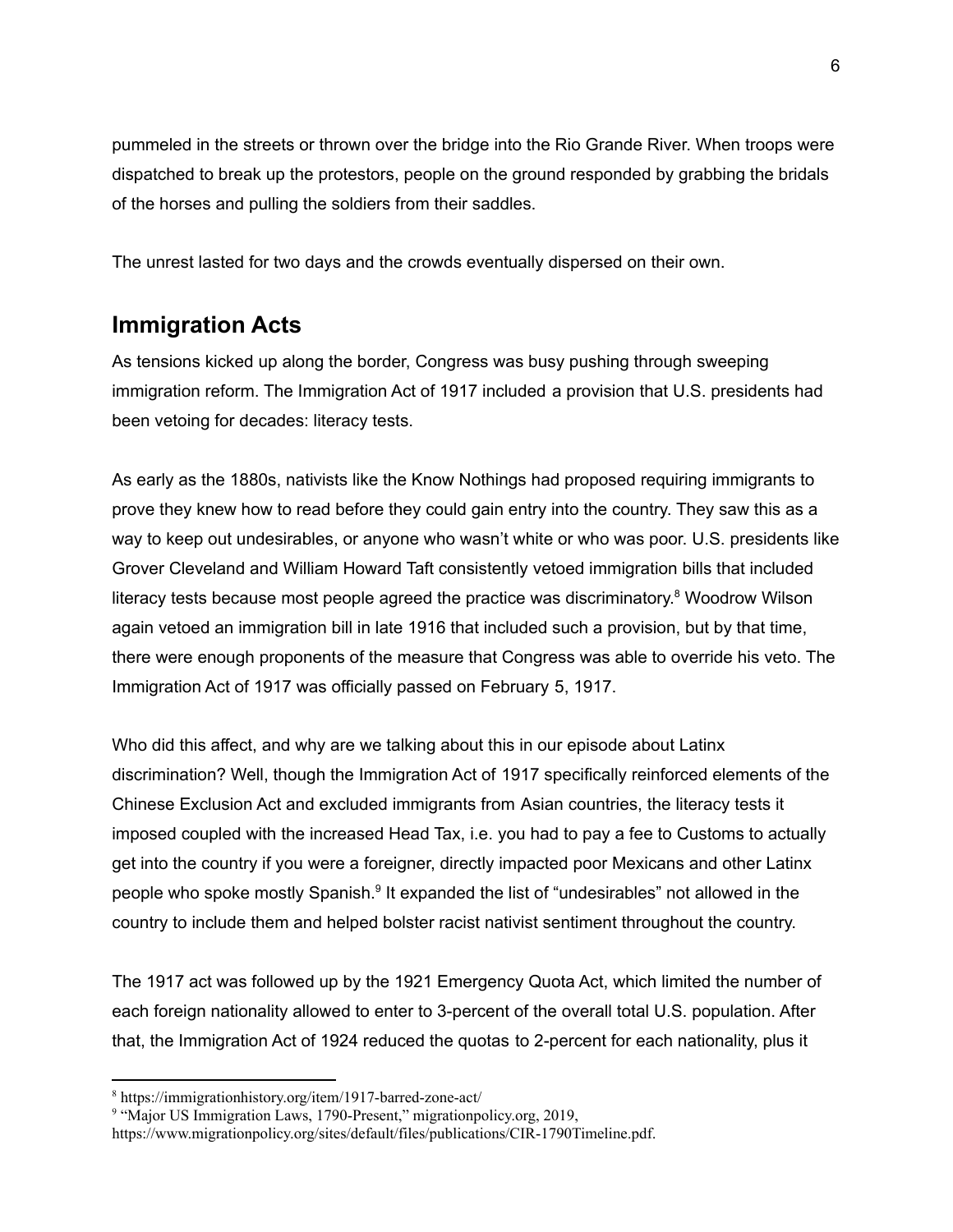pummeled in the streets or thrown over the bridge into the Rio Grande River. When troops were dispatched to break up the protestors, people on the ground responded by grabbing the bridals of the horses and pulling the soldiers from their saddles.

The unrest lasted for two days and the crowds eventually dispersed on their own.

## Immigration Acts

As tensions kicked up along the border, Congress was busy pushing through sweeping immigration reform. The Immigration Act of 1917 included a provision that U.S. presidents had been vetoing for decades: literacy tests.

As early as the 1880s, nativists like the Know Nothings had proposed requiring immigrants to prove they knew how to read before they could gain entry into the country. They saw this as a way to keep out undesirables, or anyone who wasn't white or who was poor. U.S. presidents like Grover Cleveland and William Howard Taft consistently vetoed immigration bills that included literacy tests because most people agreed the practice was discriminatory.[8] Woodrow Wilson again vetoed an immigration bill in late 1916 that included such a provision, but by that time, there were enough proponents of the measure that Congress was able to override his veto. The Immigration Act of 1917 was officially passed on February 5, 1917.

Who did this affect, and why are we talking about this in our episode about Latinx discrimination? Well, though the Immigration Act of 1917 specifically reinforced elements of the Chinese Exclusion Act and excluded immigrants from Asian countries, the literacy tests it imposed coupled with the increased Head Tax, i.e. you had to pay a fee to Customs to actually get into the country if you were a foreigner, directly impacted poor Mexicans and other Latinx people who spoke mostly Spanish.[9] It expanded the list of "undesirables" not allowed in the country to include them and helped bolster racist nativist sentiment throughout the country.

The 1917 act was followed up by the 1921 Emergency Quota Act, which limited the number of each foreign nationality allowed to enter to 3-percent of the overall total U.S. population. After that, the Immigration Act of 1924 reduced the quotas to 2-percent for each nationality, plus it

[8] https://immigrationhistory.org/item/1917-barred-zone-act/

[9] "Major US Immigration Laws, 1790-Present," migrationpolicy.org, 2019, https://www.migrationpolicy.org/sites/default/files/publications/CIR-1790Timeline.pdf.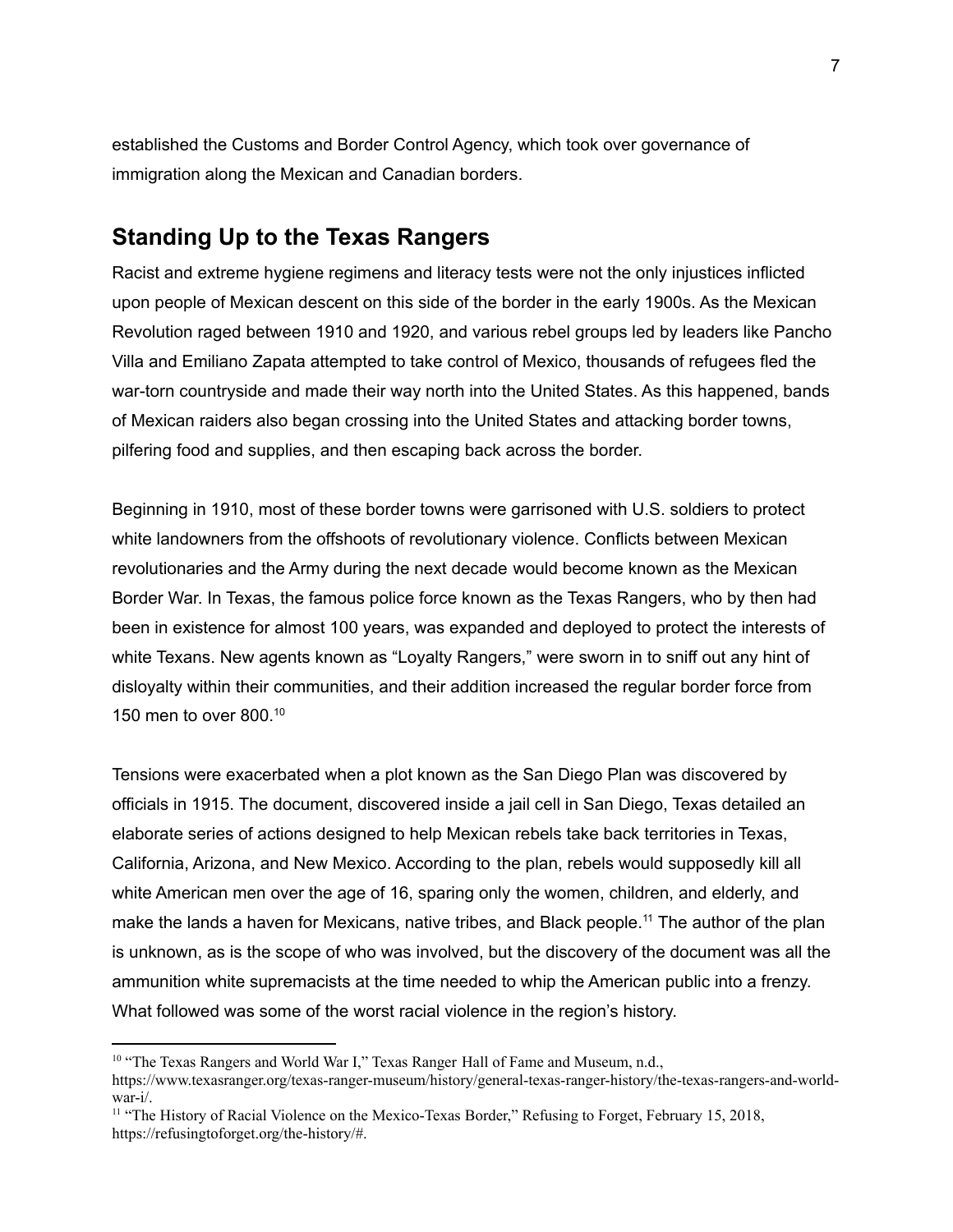established the Customs and Border Control Agency, which took over governance of immigration along the Mexican and Canadian borders.

## Standing Up to the Texas Rangers

Racist and extreme hygiene regimens and literacy tests were not the only injustices inflicted upon people of Mexican descent on this side of the border in the early 1900s. As the Mexican Revolution raged between 1910 and 1920, and various rebel groups led by leaders like Pancho Villa and Emiliano Zapata attempted to take control of Mexico, thousands of refugees fled the war-torn countryside and made their way north into the United States. As this happened, bands of Mexican raiders also began crossing into the United States and attacking border towns, pilfering food and supplies, and then escaping back across the border.

Beginning in 1910, most of these border towns were garrisoned with U.S. soldiers to protect white landowners from the offshoots of revolutionary violence. Conflicts between Mexican revolutionaries and the Army during the next decade would become known as the Mexican Border War. In Texas, the famous police force known as the Texas Rangers, who by then had been in existence for almost 100 years, was expanded and deployed to protect the interests of white Texans. New agents known as "Loyalty Rangers," were sworn in to sniff out any hint of disloyalty within their communities, and their addition increased the regular border force from 150 men to over 800.[10]

Tensions were exacerbated when a plot known as the San Diego Plan was discovered by officials in 1915. The document, discovered inside a jail cell in San Diego, Texas detailed an elaborate series of actions designed to help Mexican rebels take back territories in Texas, California, Arizona, and New Mexico. According to the plan, rebels would supposedly kill all white American men over the age of 16, sparing only the women, children, and elderly, and make the lands a haven for Mexicans, native tribes, and Black people.[11] The author of the plan is unknown, as is the scope of who was involved, but the discovery of the document was all the ammunition white supremacists at the time needed to whip the American public into a frenzy. What followed was some of the worst racial violence in the region's history.

---

[10] "The Texas Rangers and World War I," Texas Ranger Hall of Fame and Museum, n.d., https://www.texasranger.org/texas-ranger-museum/history/general-texas-ranger-history/the-texas-rangers-and-world-war-i/.

[11] "The History of Racial Violence on the Mexico-Texas Border," Refusing to Forget, February 15, 2018, https://refusingtoforget.org/the-history/#.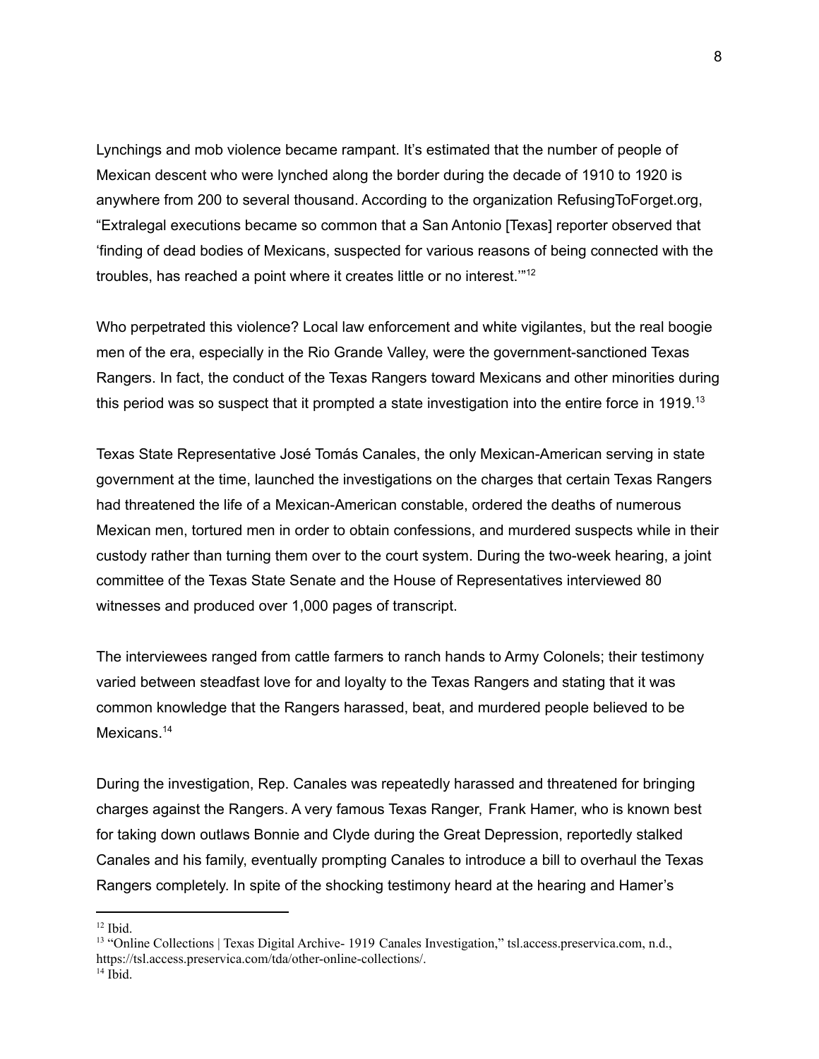Lynchings and mob violence became rampant. It's estimated that the number of people of Mexican descent who were lynched along the border during the decade of 1910 to 1920 is anywhere from 200 to several thousand. According to the organization RefusingToForget.org, "Extralegal executions became so common that a San Antonio [Texas] reporter observed that 'finding of dead bodies of Mexicans, suspected for various reasons of being connected with the troubles, has reached a point where it creates little or no interest.'"[12]

Who perpetrated this violence? Local law enforcement and white vigilantes, but the real boogie men of the era, especially in the Rio Grande Valley, were the government-sanctioned Texas Rangers. In fact, the conduct of the Texas Rangers toward Mexicans and other minorities during this period was so suspect that it prompted a state investigation into the entire force in 1919.[13]

Texas State Representative José Tomás Canales, the only Mexican-American serving in state government at the time, launched the investigations on the charges that certain Texas Rangers had threatened the life of a Mexican-American constable, ordered the deaths of numerous Mexican men, tortured men in order to obtain confessions, and murdered suspects while in their custody rather than turning them over to the court system. During the two-week hearing, a joint committee of the Texas State Senate and the House of Representatives interviewed 80 witnesses and produced over 1,000 pages of transcript.

The interviewees ranged from cattle farmers to ranch hands to Army Colonels; their testimony varied between steadfast love for and loyalty to the Texas Rangers and stating that it was common knowledge that the Rangers harassed, beat, and murdered people believed to be Mexicans.[14]

During the investigation, Rep. Canales was repeatedly harassed and threatened for bringing charges against the Rangers. A very famous Texas Ranger, Frank Hamer, who is known best for taking down outlaws Bonnie and Clyde during the Great Depression, reportedly stalked Canales and his family, eventually prompting Canales to introduce a bill to overhaul the Texas Rangers completely. In spite of the shocking testimony heard at the hearing and Hamer's

---

[12] Ibid.

[13] "Online Collections | Texas Digital Archive- 1919 Canales Investigation," tsl.access.preservica.com, n.d., https://tsl.access.preservica.com/tda/other-online-collections/.

[14] Ibid.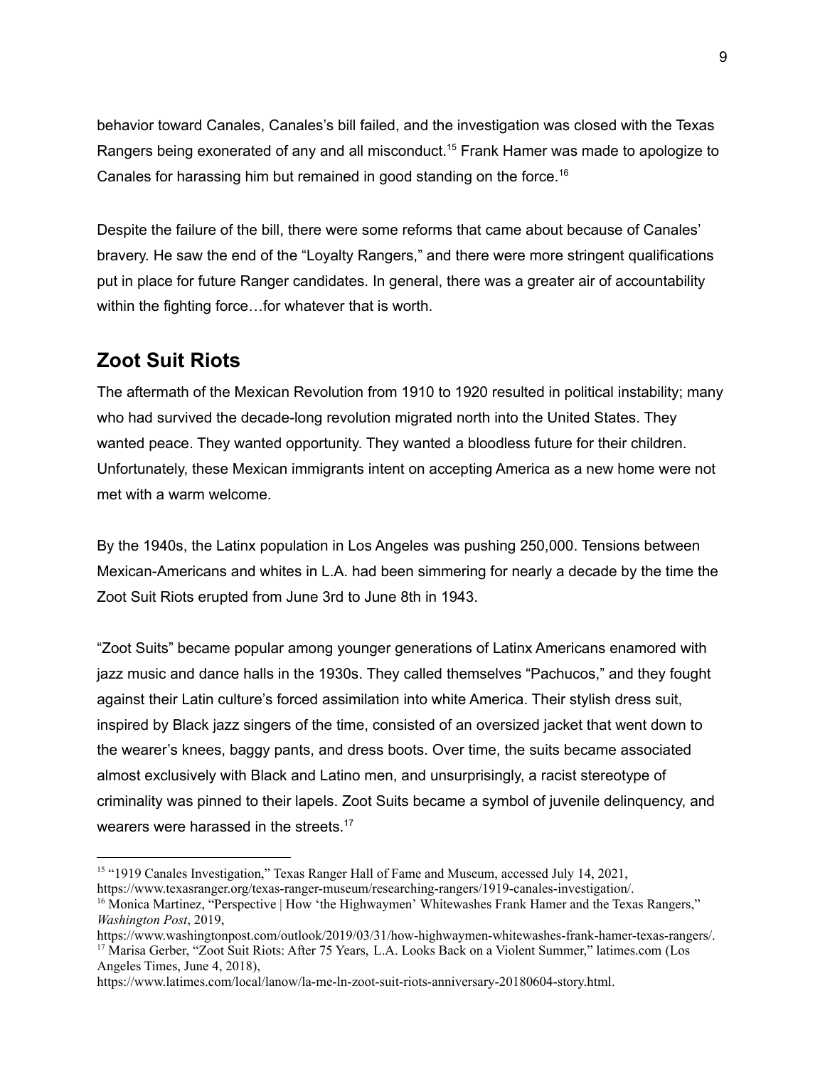behavior toward Canales, Canales's bill failed, and the investigation was closed with the Texas Rangers being exonerated of any and all misconduct.[15] Frank Hamer was made to apologize to Canales for harassing him but remained in good standing on the force.[16]

Despite the failure of the bill, there were some reforms that came about because of Canales' bravery. He saw the end of the "Loyalty Rangers," and there were more stringent qualifications put in place for future Ranger candidates. In general, there was a greater air of accountability within the fighting force…for whatever that is worth.

## Zoot Suit Riots

The aftermath of the Mexican Revolution from 1910 to 1920 resulted in political instability; many who had survived the decade-long revolution migrated north into the United States. They wanted peace. They wanted opportunity. They wanted a bloodless future for their children. Unfortunately, these Mexican immigrants intent on accepting America as a new home were not met with a warm welcome.

By the 1940s, the Latinx population in Los Angeles was pushing 250,000. Tensions between Mexican-Americans and whites in L.A. had been simmering for nearly a decade by the time the Zoot Suit Riots erupted from June 3rd to June 8th in 1943.

"Zoot Suits" became popular among younger generations of Latinx Americans enamored with jazz music and dance halls in the 1930s. They called themselves "Pachucos," and they fought against their Latin culture's forced assimilation into white America. Their stylish dress suit, inspired by Black jazz singers of the time, consisted of an oversized jacket that went down to the wearer's knees, baggy pants, and dress boots. Over time, the suits became associated almost exclusively with Black and Latino men, and unsurprisingly, a racist stereotype of criminality was pinned to their lapels. Zoot Suits became a symbol of juvenile delinquency, and wearers were harassed in the streets.[17]

---

[15] "1919 Canales Investigation," Texas Ranger Hall of Fame and Museum, accessed July 14, 2021, https://www.texasranger.org/texas-ranger-museum/researching-rangers/1919-canales-investigation/.

[16] Monica Martinez, "Perspective | How 'the Highwaymen' Whitewashes Frank Hamer and the Texas Rangers," *Washington Post*, 2019, https://www.washingtonpost.com/outlook/2019/03/31/how-highwaymen-whitewashes-frank-hamer-texas-rangers/.

[17] Marisa Gerber, "Zoot Suit Riots: After 75 Years, L.A. Looks Back on a Violent Summer," latimes.com (Los Angeles Times, June 4, 2018), https://www.latimes.com/local/lanow/la-me-ln-zoot-suit-riots-anniversary-20180604-story.html.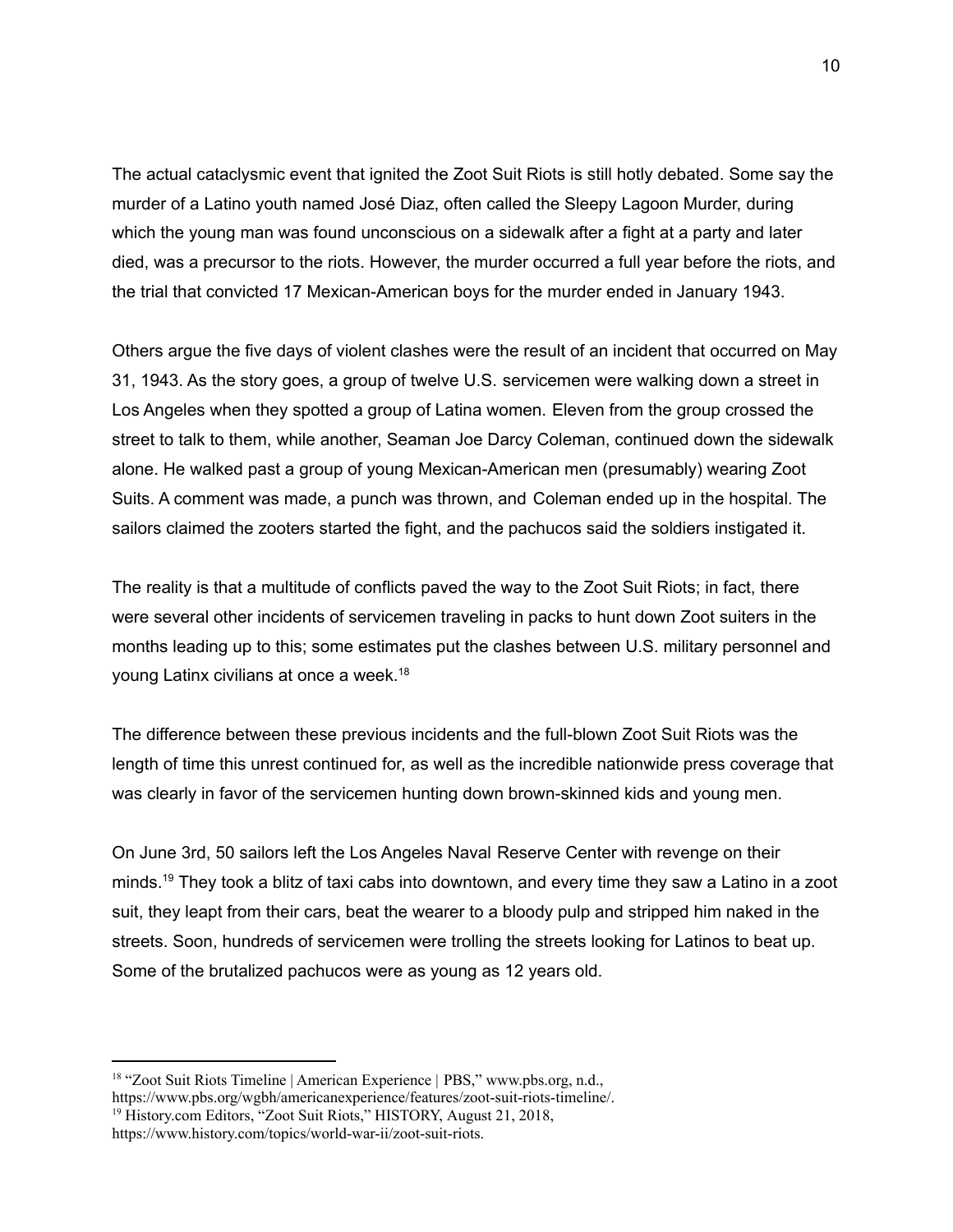The actual cataclysmic event that ignited the Zoot Suit Riots is still hotly debated. Some say the murder of a Latino youth named José Diaz, often called the Sleepy Lagoon Murder, during which the young man was found unconscious on a sidewalk after a fight at a party and later died, was a precursor to the riots. However, the murder occurred a full year before the riots, and the trial that convicted 17 Mexican-American boys for the murder ended in January 1943.

Others argue the five days of violent clashes were the result of an incident that occurred on May 31, 1943. As the story goes, a group of twelve U.S. servicemen were walking down a street in Los Angeles when they spotted a group of Latina women. Eleven from the group crossed the street to talk to them, while another, Seaman Joe Darcy Coleman, continued down the sidewalk alone. He walked past a group of young Mexican-American men (presumably) wearing Zoot Suits. A comment was made, a punch was thrown, and Coleman ended up in the hospital. The sailors claimed the zooters started the fight, and the pachucos said the soldiers instigated it.

The reality is that a multitude of conflicts paved the way to the Zoot Suit Riots; in fact, there were several other incidents of servicemen traveling in packs to hunt down Zoot suiters in the months leading up to this; some estimates put the clashes between U.S. military personnel and young Latinx civilians at once a week.[18]

The difference between these previous incidents and the full-blown Zoot Suit Riots was the length of time this unrest continued for, as well as the incredible nationwide press coverage that was clearly in favor of the servicemen hunting down brown-skinned kids and young men.

On June 3rd, 50 sailors left the Los Angeles Naval Reserve Center with revenge on their minds.[19] They took a blitz of taxi cabs into downtown, and every time they saw a Latino in a zoot suit, they leapt from their cars, beat the wearer to a bloody pulp and stripped him naked in the streets. Soon, hundreds of servicemen were trolling the streets looking for Latinos to beat up. Some of the brutalized pachucos were as young as 12 years old.

---

[18] "Zoot Suit Riots Timeline | American Experience | PBS," www.pbs.org, n.d., https://www.pbs.org/wgbh/americanexperience/features/zoot-suit-riots-timeline/.

[19] History.com Editors, "Zoot Suit Riots," HISTORY, August 21, 2018, https://www.history.com/topics/world-war-ii/zoot-suit-riots.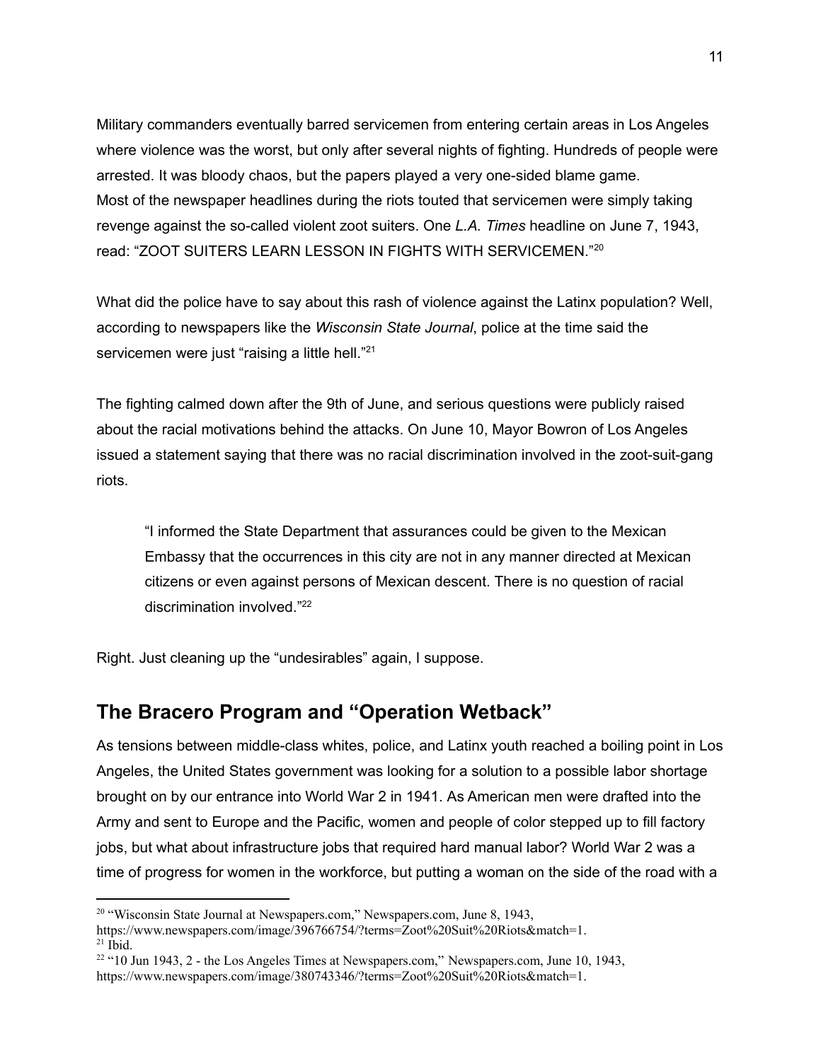Military commanders eventually barred servicemen from entering certain areas in Los Angeles where violence was the worst, but only after several nights of fighting. Hundreds of people were arrested. It was bloody chaos, but the papers played a very one-sided blame game. Most of the newspaper headlines during the riots touted that servicemen were simply taking revenge against the so-called violent zoot suiters. One *L.A. Times* headline on June 7, 1943, read: "ZOOT SUITERS LEARN LESSON IN FIGHTS WITH SERVICEMEN."[20]

What did the police have to say about this rash of violence against the Latinx population? Well, according to newspapers like the *Wisconsin State Journal*, police at the time said the servicemen were just "raising a little hell."[21]

The fighting calmed down after the 9th of June, and serious questions were publicly raised about the racial motivations behind the attacks. On June 10, Mayor Bowron of Los Angeles issued a statement saying that there was no racial discrimination involved in the zoot-suit-gang riots.

> "I informed the State Department that assurances could be given to the Mexican Embassy that the occurrences in this city are not in any manner directed at Mexican citizens or even against persons of Mexican descent. There is no question of racial discrimination involved."[22]

Right. Just cleaning up the "undesirables" again, I suppose.

## The Bracero Program and "Operation Wetback"

As tensions between middle-class whites, police, and Latinx youth reached a boiling point in Los Angeles, the United States government was looking for a solution to a possible labor shortage brought on by our entrance into World War 2 in 1941. As American men were drafted into the Army and sent to Europe and the Pacific, women and people of color stepped up to fill factory jobs, but what about infrastructure jobs that required hard manual labor? World War 2 was a time of progress for women in the workforce, but putting a woman on the side of the road with a

---

[20] "Wisconsin State Journal at Newspapers.com," Newspapers.com, June 8, 1943, https://www.newspapers.com/image/396766754/?terms=Zoot%20Suit%20Riots&match=1.

[21] Ibid.

[22] "10 Jun 1943, 2 - the Los Angeles Times at Newspapers.com," Newspapers.com, June 10, 1943, https://www.newspapers.com/image/380743346/?terms=Zoot%20Suit%20Riots&match=1.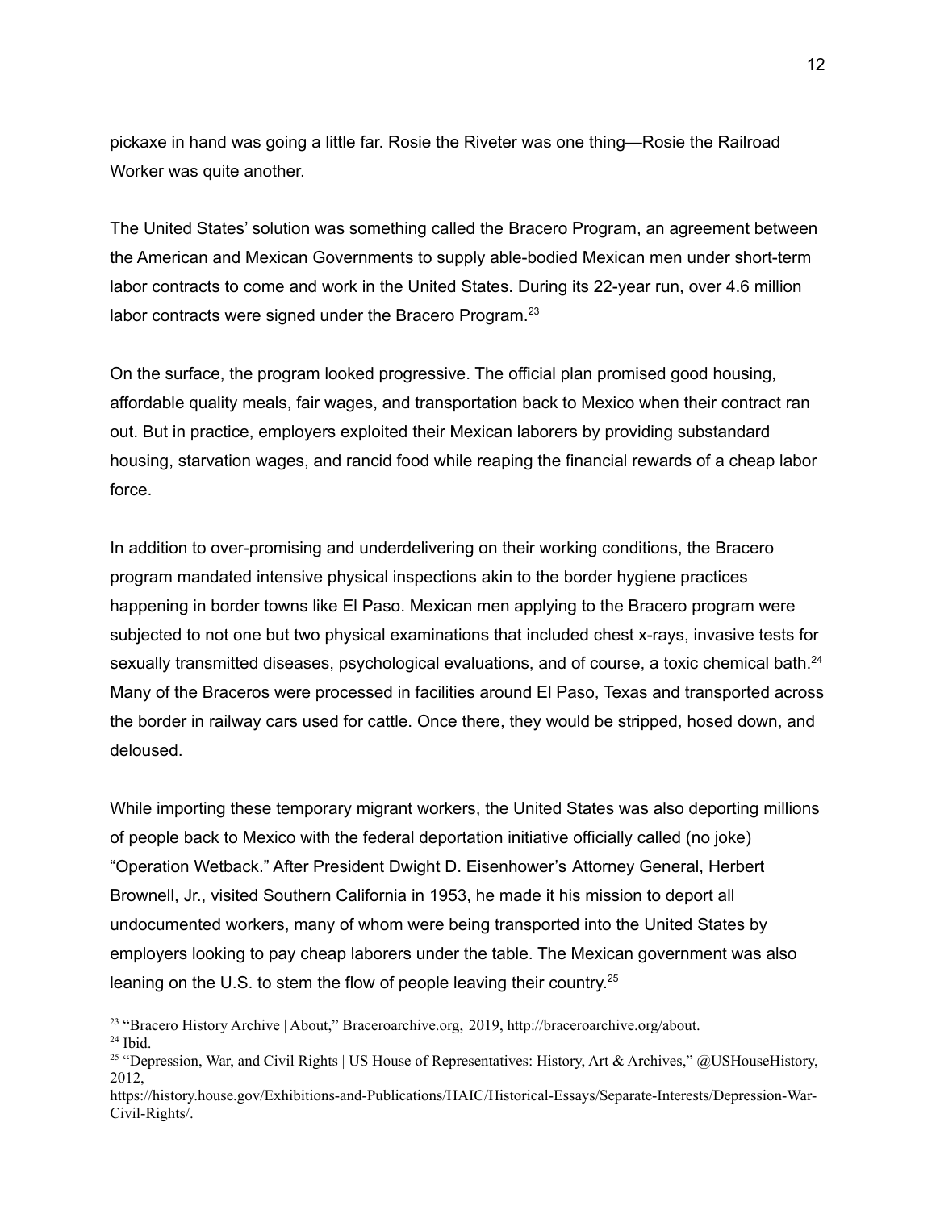pickaxe in hand was going a little far. Rosie the Riveter was one thing—Rosie the Railroad Worker was quite another.

The United States' solution was something called the Bracero Program, an agreement between the American and Mexican Governments to supply able-bodied Mexican men under short-term labor contracts to come and work in the United States. During its 22-year run, over 4.6 million labor contracts were signed under the Bracero Program.[23]

On the surface, the program looked progressive. The official plan promised good housing, affordable quality meals, fair wages, and transportation back to Mexico when their contract ran out. But in practice, employers exploited their Mexican laborers by providing substandard housing, starvation wages, and rancid food while reaping the financial rewards of a cheap labor force.

In addition to over-promising and underdelivering on their working conditions, the Bracero program mandated intensive physical inspections akin to the border hygiene practices happening in border towns like El Paso. Mexican men applying to the Bracero program were subjected to not one but two physical examinations that included chest x-rays, invasive tests for sexually transmitted diseases, psychological evaluations, and of course, a toxic chemical bath.[24] Many of the Braceros were processed in facilities around El Paso, Texas and transported across the border in railway cars used for cattle. Once there, they would be stripped, hosed down, and deloused.

While importing these temporary migrant workers, the United States was also deporting millions of people back to Mexico with the federal deportation initiative officially called (no joke) "Operation Wetback." After President Dwight D. Eisenhower's Attorney General, Herbert Brownell, Jr., visited Southern California in 1953, he made it his mission to deport all undocumented workers, many of whom were being transported into the United States by employers looking to pay cheap laborers under the table. The Mexican government was also leaning on the U.S. to stem the flow of people leaving their country.[25]

---

[23] "Bracero History Archive | About," Braceroarchive.org, 2019, http://braceroarchive.org/about.

[24] Ibid.

[25] "Depression, War, and Civil Rights | US House of Representatives: History, Art & Archives," @USHouseHistory, 2012, https://history.house.gov/Exhibitions-and-Publications/HAIC/Historical-Essays/Separate-Interests/Depression-War-Civil-Rights/.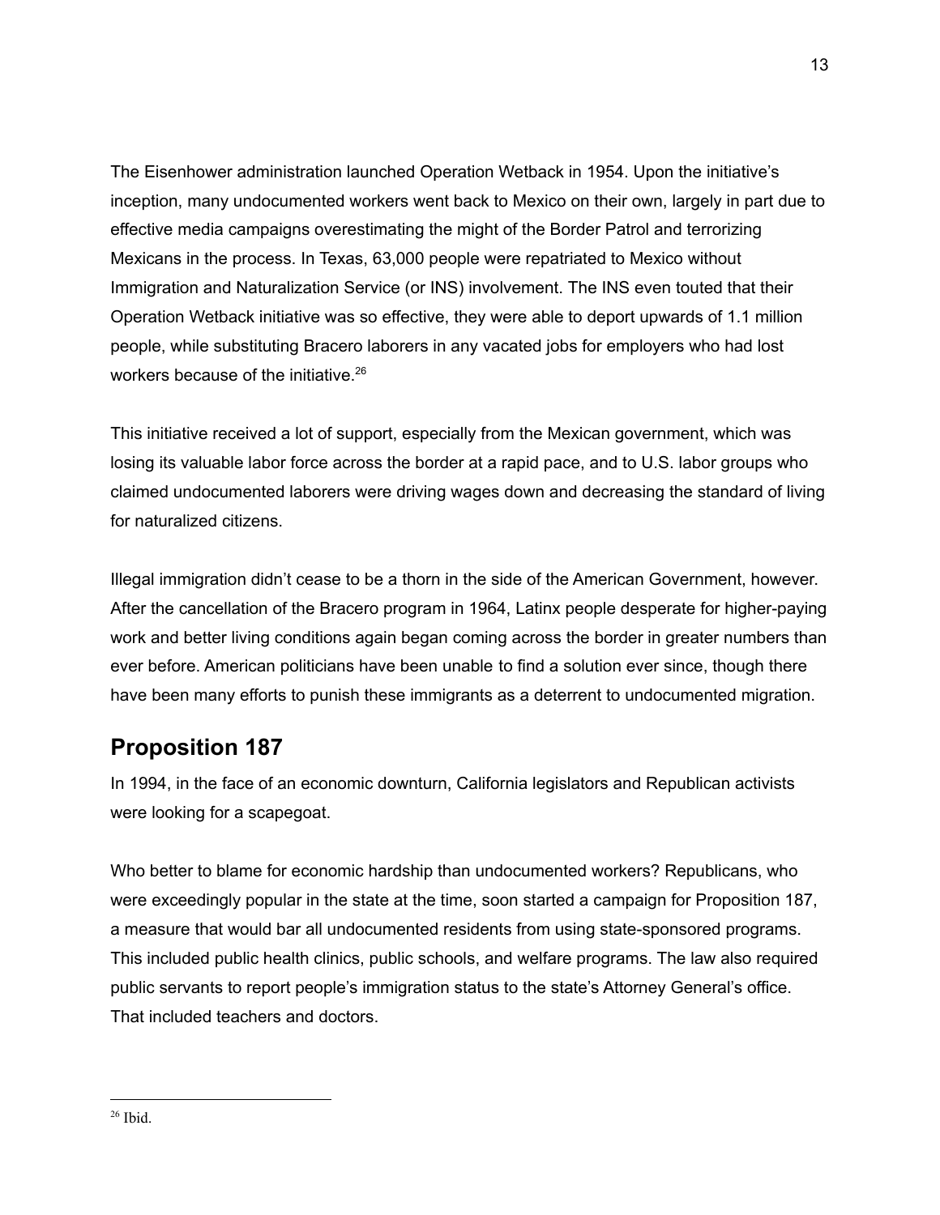The Eisenhower administration launched Operation Wetback in 1954. Upon the initiative's inception, many undocumented workers went back to Mexico on their own, largely in part due to effective media campaigns overestimating the might of the Border Patrol and terrorizing Mexicans in the process. In Texas, 63,000 people were repatriated to Mexico without Immigration and Naturalization Service (or INS) involvement. The INS even touted that their Operation Wetback initiative was so effective, they were able to deport upwards of 1.1 million people, while substituting Bracero laborers in any vacated jobs for employers who had lost workers because of the initiative.[26]

This initiative received a lot of support, especially from the Mexican government, which was losing its valuable labor force across the border at a rapid pace, and to U.S. labor groups who claimed undocumented laborers were driving wages down and decreasing the standard of living for naturalized citizens.

Illegal immigration didn't cease to be a thorn in the side of the American Government, however. After the cancellation of the Bracero program in 1964, Latinx people desperate for higher-paying work and better living conditions again began coming across the border in greater numbers than ever before. American politicians have been unable to find a solution ever since, though there have been many efforts to punish these immigrants as a deterrent to undocumented migration.

## Proposition 187

In 1994, in the face of an economic downturn, California legislators and Republican activists were looking for a scapegoat.

Who better to blame for economic hardship than undocumented workers? Republicans, who were exceedingly popular in the state at the time, soon started a campaign for Proposition 187, a measure that would bar all undocumented residents from using state-sponsored programs. This included public health clinics, public schools, and welfare programs. The law also required public servants to report people's immigration status to the state's Attorney General's office. That included teachers and doctors.

---

[26] Ibid.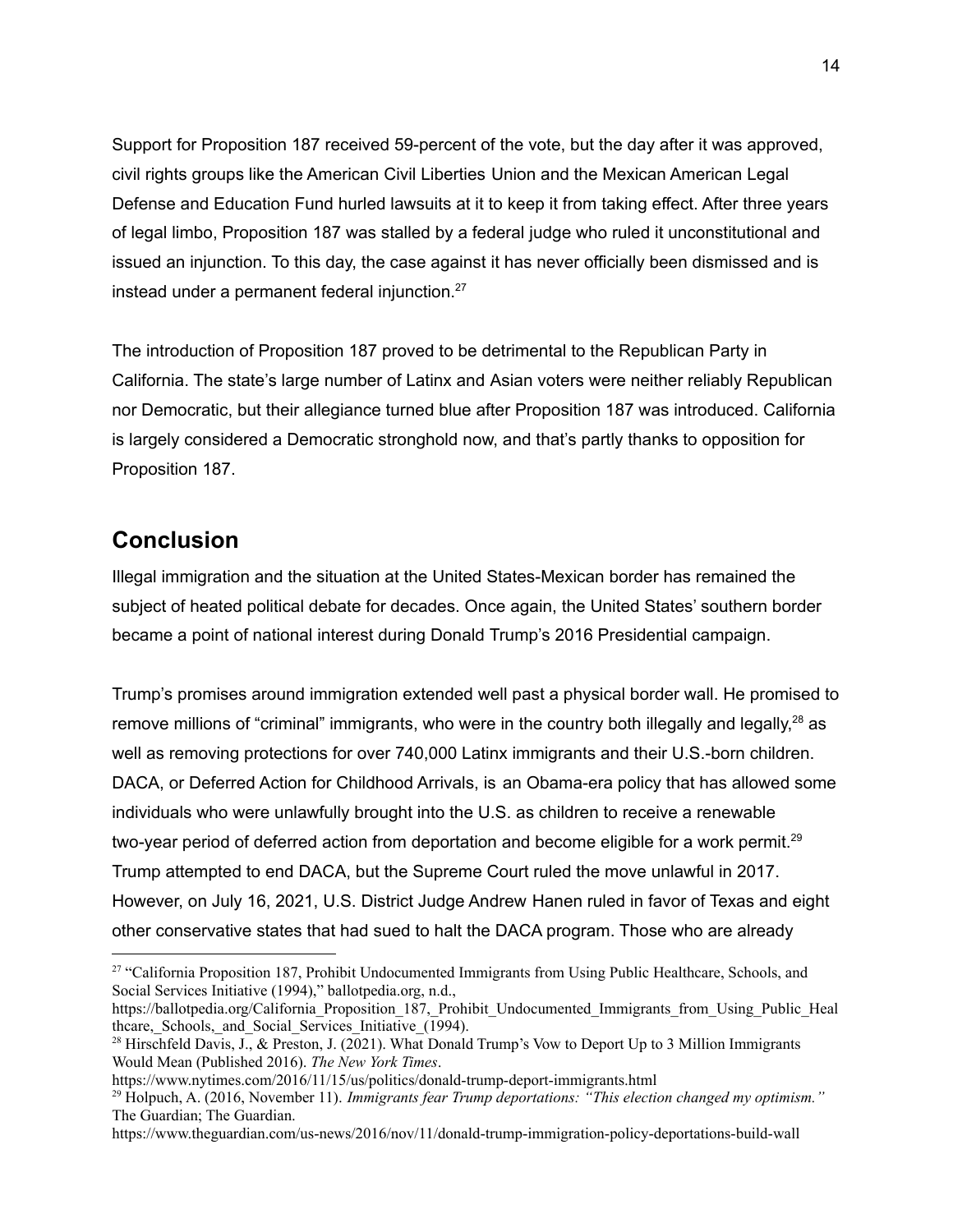Support for Proposition 187 received 59-percent of the vote, but the day after it was approved, civil rights groups like the American Civil Liberties Union and the Mexican American Legal Defense and Education Fund hurled lawsuits at it to keep it from taking effect. After three years of legal limbo, Proposition 187 was stalled by a federal judge who ruled it unconstitutional and issued an injunction. To this day, the case against it has never officially been dismissed and is instead under a permanent federal injunction.[27]

The introduction of Proposition 187 proved to be detrimental to the Republican Party in California. The state's large number of Latinx and Asian voters were neither reliably Republican nor Democratic, but their allegiance turned blue after Proposition 187 was introduced. California is largely considered a Democratic stronghold now, and that's partly thanks to opposition for Proposition 187.

## Conclusion

Illegal immigration and the situation at the United States-Mexican border has remained the subject of heated political debate for decades. Once again, the United States' southern border became a point of national interest during Donald Trump's 2016 Presidential campaign.

Trump's promises around immigration extended well past a physical border wall. He promised to remove millions of "criminal" immigrants, who were in the country both illegally and legally,[28] as well as removing protections for over 740,000 Latinx immigrants and their U.S.-born children. DACA, or Deferred Action for Childhood Arrivals, is an Obama-era policy that has allowed some individuals who were unlawfully brought into the U.S. as children to receive a renewable two-year period of deferred action from deportation and become eligible for a work permit.[29] Trump attempted to end DACA, but the Supreme Court ruled the move unlawful in 2017. However, on July 16, 2021, U.S. District Judge Andrew Hanen ruled in favor of Texas and eight other conservative states that had sued to halt the DACA program. Those who are already

---

[27] "California Proposition 187, Prohibit Undocumented Immigrants from Using Public Healthcare, Schools, and Social Services Initiative (1994)," ballotpedia.org, n.d., https://ballotpedia.org/California_Proposition_187,_Prohibit_Undocumented_Immigrants_from_Using_Public_Healthcare,_Schools,_and_Social_Services_Initiative_(1994).

[28] Hirschfeld Davis, J., & Preston, J. (2021). What Donald Trump's Vow to Deport Up to 3 Million Immigrants Would Mean (Published 2016). *The New York Times*. https://www.nytimes.com/2016/11/15/us/politics/donald-trump-deport-immigrants.html

[29] Holpuch, A. (2016, November 11). *Immigrants fear Trump deportations: "This election changed my optimism."* The Guardian; The Guardian. https://www.theguardian.com/us-news/2016/nov/11/donald-trump-immigration-policy-deportations-build-wall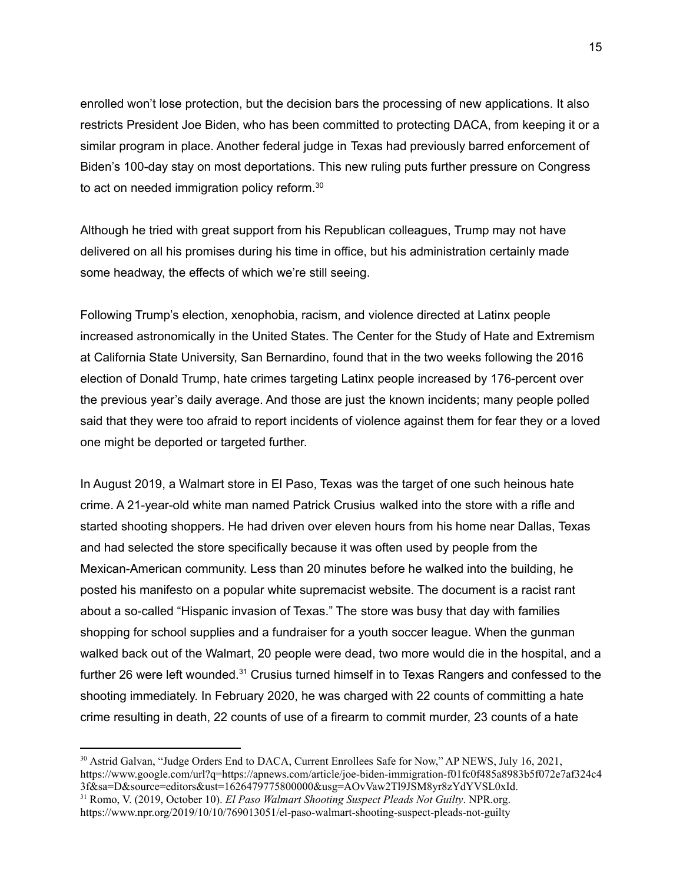enrolled won't lose protection, but the decision bars the processing of new applications. It also restricts President Joe Biden, who has been committed to protecting DACA, from keeping it or a similar program in place. Another federal judge in Texas had previously barred enforcement of Biden's 100-day stay on most deportations. This new ruling puts further pressure on Congress to act on needed immigration policy reform.[30]

Although he tried with great support from his Republican colleagues, Trump may not have delivered on all his promises during his time in office, but his administration certainly made some headway, the effects of which we're still seeing.

Following Trump's election, xenophobia, racism, and violence directed at Latinx people increased astronomically in the United States. The Center for the Study of Hate and Extremism at California State University, San Bernardino, found that in the two weeks following the 2016 election of Donald Trump, hate crimes targeting Latinx people increased by 176-percent over the previous year's daily average. And those are just the known incidents; many people polled said that they were too afraid to report incidents of violence against them for fear they or a loved one might be deported or targeted further.

In August 2019, a Walmart store in El Paso, Texas was the target of one such heinous hate crime. A 21-year-old white man named Patrick Crusius walked into the store with a rifle and started shooting shoppers. He had driven over eleven hours from his home near Dallas, Texas and had selected the store specifically because it was often used by people from the Mexican-American community. Less than 20 minutes before he walked into the building, he posted his manifesto on a popular white supremacist website. The document is a racist rant about a so-called "Hispanic invasion of Texas." The store was busy that day with families shopping for school supplies and a fundraiser for a youth soccer league. When the gunman walked back out of the Walmart, 20 people were dead, two more would die in the hospital, and a further 26 were left wounded.[31] Crusius turned himself in to Texas Rangers and confessed to the shooting immediately. In February 2020, he was charged with 22 counts of committing a hate crime resulting in death, 22 counts of use of a firearm to commit murder, 23 counts of a hate

---

[30] Astrid Galvan, "Judge Orders End to DACA, Current Enrollees Safe for Now," AP NEWS, July 16, 2021, https://www.google.com/url?q=https://apnews.com/article/joe-biden-immigration-f01fc0f485a8983b5f072e7af324c43f&sa=D&source=editors&ust=1626479775800000&usg=AOvVaw2Tl9JSM8yr8zYdYVSL0xId.

[31] Romo, V. (2019, October 10). *El Paso Walmart Shooting Suspect Pleads Not Guilty*. NPR.org. https://www.npr.org/2019/10/10/769013051/el-paso-walmart-shooting-suspect-pleads-not-guilty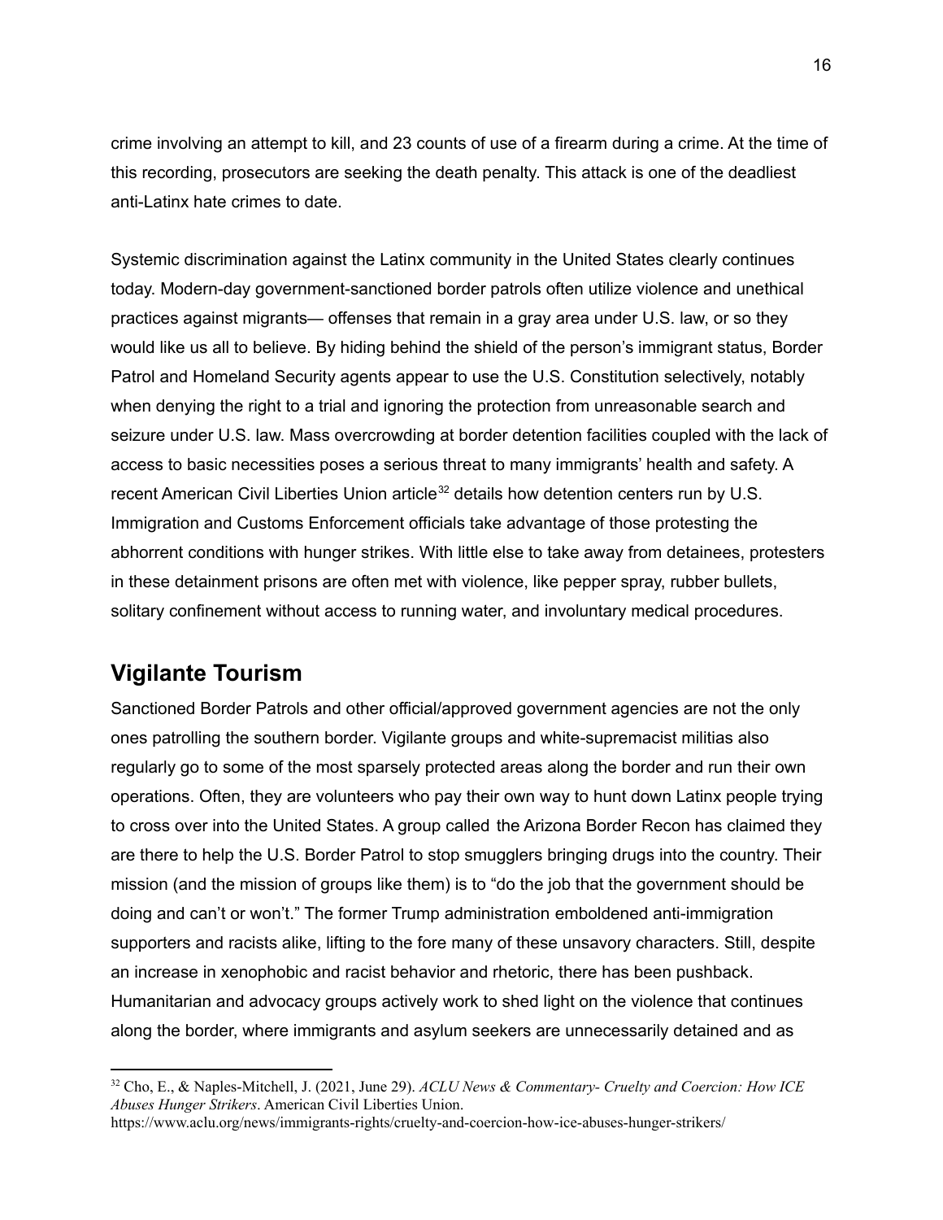crime involving an attempt to kill, and 23 counts of use of a firearm during a crime. At the time of this recording, prosecutors are seeking the death penalty. This attack is one of the deadliest anti-Latinx hate crimes to date.

Systemic discrimination against the Latinx community in the United States clearly continues today. Modern-day government-sanctioned border patrols often utilize violence and unethical practices against migrants— offenses that remain in a gray area under U.S. law, or so they would like us all to believe. By hiding behind the shield of the person's immigrant status, Border Patrol and Homeland Security agents appear to use the U.S. Constitution selectively, notably when denying the right to a trial and ignoring the protection from unreasonable search and seizure under U.S. law. Mass overcrowding at border detention facilities coupled with the lack of access to basic necessities poses a serious threat to many immigrants' health and safety. A recent American Civil Liberties Union article[32] details how detention centers run by U.S. Immigration and Customs Enforcement officials take advantage of those protesting the abhorrent conditions with hunger strikes. With little else to take away from detainees, protesters in these detainment prisons are often met with violence, like pepper spray, rubber bullets, solitary confinement without access to running water, and involuntary medical procedures.

## Vigilante Tourism

Sanctioned Border Patrols and other official/approved government agencies are not the only ones patrolling the southern border. Vigilante groups and white-supremacist militias also regularly go to some of the most sparsely protected areas along the border and run their own operations. Often, they are volunteers who pay their own way to hunt down Latinx people trying to cross over into the United States. A group called the Arizona Border Recon has claimed they are there to help the U.S. Border Patrol to stop smugglers bringing drugs into the country. Their mission (and the mission of groups like them) is to "do the job that the government should be doing and can't or won't." The former Trump administration emboldened anti-immigration supporters and racists alike, lifting to the fore many of these unsavory characters. Still, despite an increase in xenophobic and racist behavior and rhetoric, there has been pushback. Humanitarian and advocacy groups actively work to shed light on the violence that continues along the border, where immigrants and asylum seekers are unnecessarily detained and as

[32] Cho, E., & Naples-Mitchell, J. (2021, June 29). *ACLU News & Commentary- Cruelty and Coercion: How ICE Abuses Hunger Strikers*. American Civil Liberties Union. https://www.aclu.org/news/immigrants-rights/cruelty-and-coercion-how-ice-abuses-hunger-strikers/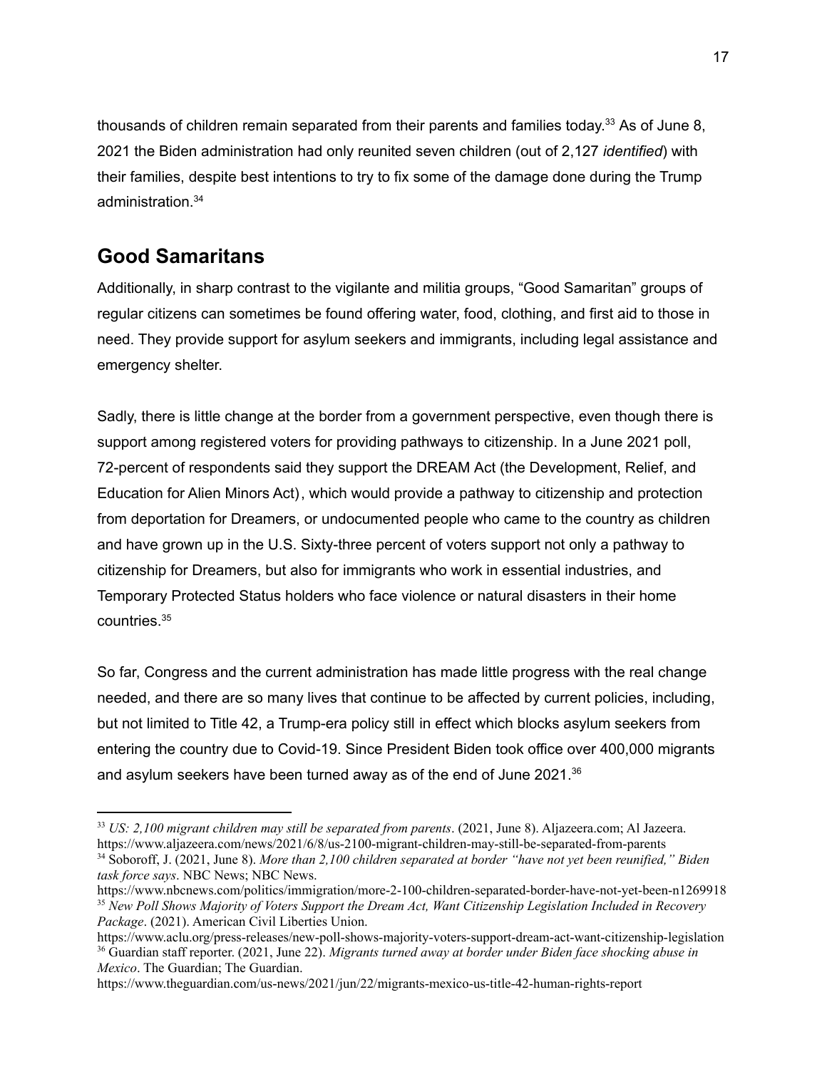thousands of children remain separated from their parents and families today.[33] As of June 8, 2021 the Biden administration had only reunited seven children (out of 2,127 *identified*) with their families, despite best intentions to try to fix some of the damage done during the Trump administration.[34]

## Good Samaritans

Additionally, in sharp contrast to the vigilante and militia groups, "Good Samaritan" groups of regular citizens can sometimes be found offering water, food, clothing, and first aid to those in need. They provide support for asylum seekers and immigrants, including legal assistance and emergency shelter.

Sadly, there is little change at the border from a government perspective, even though there is support among registered voters for providing pathways to citizenship. In a June 2021 poll, 72-percent of respondents said they support the DREAM Act (the Development, Relief, and Education for Alien Minors Act), which would provide a pathway to citizenship and protection from deportation for Dreamers, or undocumented people who came to the country as children and have grown up in the U.S. Sixty-three percent of voters support not only a pathway to citizenship for Dreamers, but also for immigrants who work in essential industries, and Temporary Protected Status holders who face violence or natural disasters in their home countries.[35]

So far, Congress and the current administration has made little progress with the real change needed, and there are so many lives that continue to be affected by current policies, including, but not limited to Title 42, a Trump-era policy still in effect which blocks asylum seekers from entering the country due to Covid-19. Since President Biden took office over 400,000 migrants and asylum seekers have been turned away as of the end of June 2021.[36]

---

[33] *US: 2,100 migrant children may still be separated from parents*. (2021, June 8). Aljazeera.com; Al Jazeera. https://www.aljazeera.com/news/2021/6/8/us-2100-migrant-children-may-still-be-separated-from-parents

[34] Soboroff, J. (2021, June 8). *More than 2,100 children separated at border "have not yet been reunified," Biden task force says*. NBC News; NBC News. https://www.nbcnews.com/politics/immigration/more-2-100-children-separated-border-have-not-yet-been-n1269918

[35] *New Poll Shows Majority of Voters Support the Dream Act, Want Citizenship Legislation Included in Recovery Package*. (2021). American Civil Liberties Union. https://www.aclu.org/press-releases/new-poll-shows-majority-voters-support-dream-act-want-citizenship-legislation

[36] Guardian staff reporter. (2021, June 22). *Migrants turned away at border under Biden face shocking abuse in Mexico*. The Guardian; The Guardian. https://www.theguardian.com/us-news/2021/jun/22/migrants-mexico-us-title-42-human-rights-report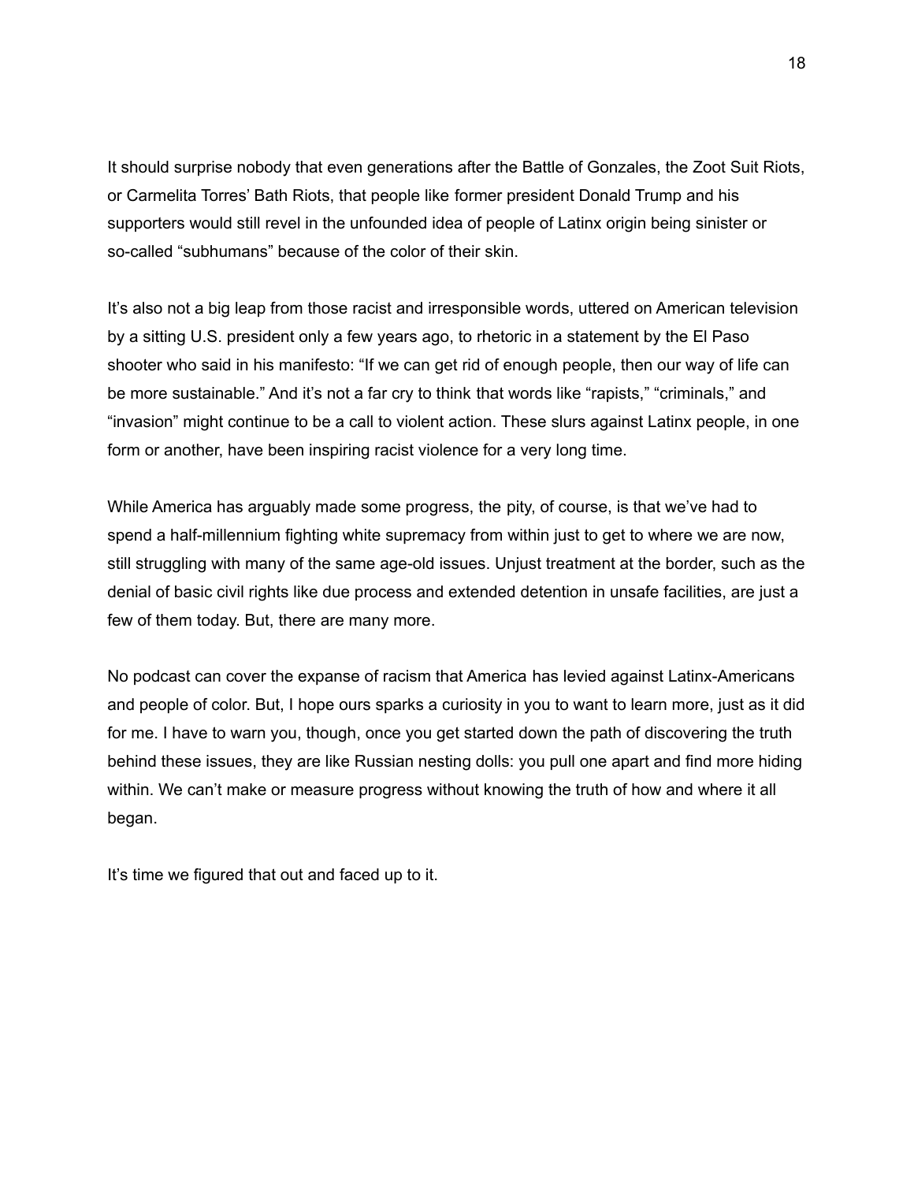It should surprise nobody that even generations after the Battle of Gonzales, the Zoot Suit Riots, or Carmelita Torres' Bath Riots, that people like former president Donald Trump and his supporters would still revel in the unfounded idea of people of Latinx origin being sinister or so-called "subhumans" because of the color of their skin.

It's also not a big leap from those racist and irresponsible words, uttered on American television by a sitting U.S. president only a few years ago, to rhetoric in a statement by the El Paso shooter who said in his manifesto: "If we can get rid of enough people, then our way of life can be more sustainable." And it's not a far cry to think that words like "rapists," "criminals," and "invasion" might continue to be a call to violent action. These slurs against Latinx people, in one form or another, have been inspiring racist violence for a very long time.

While America has arguably made some progress, the pity, of course, is that we've had to spend a half-millennium fighting white supremacy from within just to get to where we are now, still struggling with many of the same age-old issues. Unjust treatment at the border, such as the denial of basic civil rights like due process and extended detention in unsafe facilities, are just a few of them today. But, there are many more.

No podcast can cover the expanse of racism that America has levied against Latinx-Americans and people of color. But, I hope ours sparks a curiosity in you to want to learn more, just as it did for me. I have to warn you, though, once you get started down the path of discovering the truth behind these issues, they are like Russian nesting dolls: you pull one apart and find more hiding within. We can't make or measure progress without knowing the truth of how and where it all began.

It's time we figured that out and faced up to it.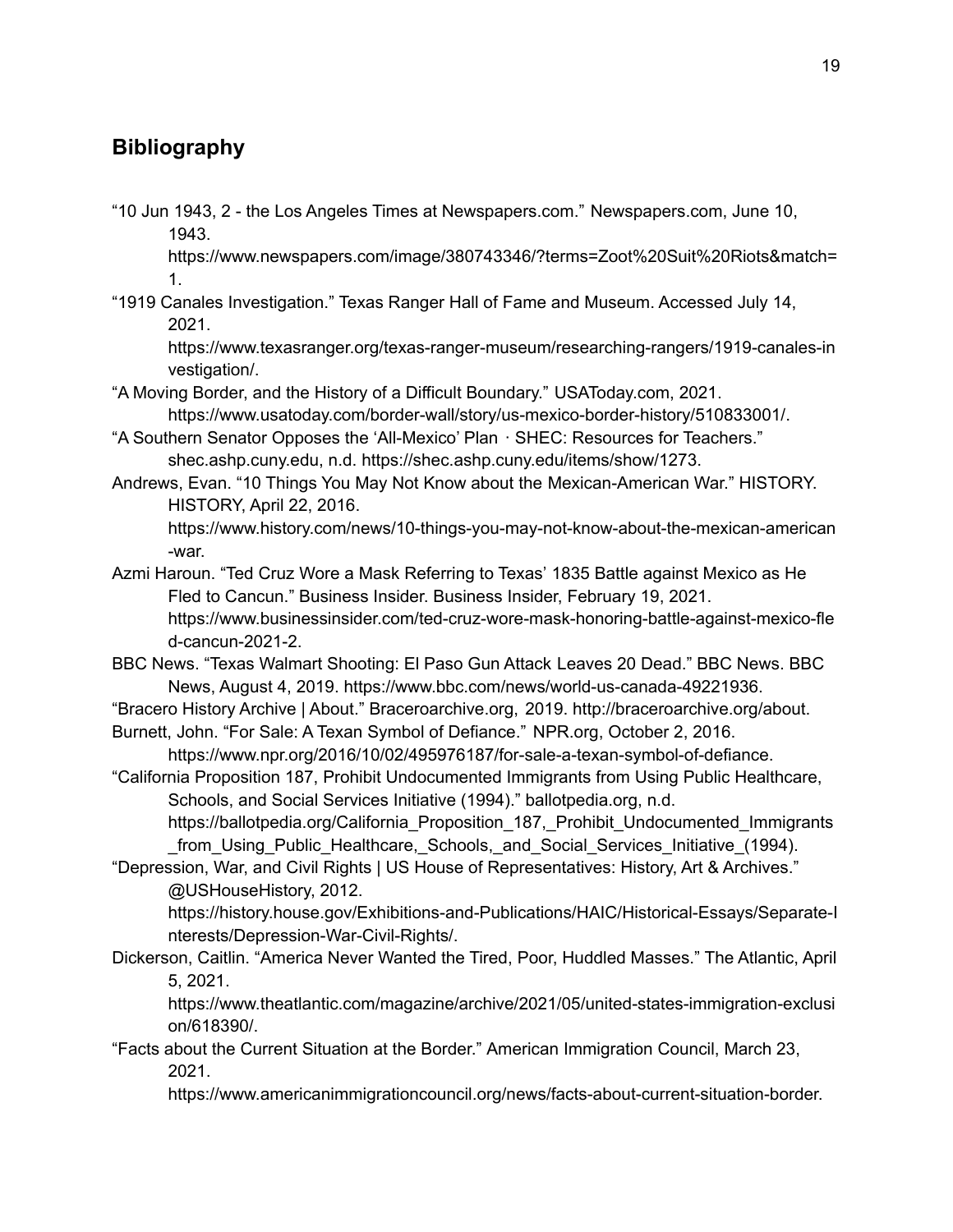## Bibliography

"10 Jun 1943, 2 - the Los Angeles Times at Newspapers.com." Newspapers.com, June 10, 1943. https://www.newspapers.com/image/380743346/?terms=Zoot%20Suit%20Riots&match=1.

"1919 Canales Investigation." Texas Ranger Hall of Fame and Museum. Accessed July 14, 2021. https://www.texasranger.org/texas-ranger-museum/researching-rangers/1919-canales-investigation/.

"A Moving Border, and the History of a Difficult Boundary." USAToday.com, 2021. https://www.usatoday.com/border-wall/story/us-mexico-border-history/510833001/.

"A Southern Senator Opposes the 'All-Mexico' Plan · SHEC: Resources for Teachers." shec.ashp.cuny.edu, n.d. https://shec.ashp.cuny.edu/items/show/1273.

Andrews, Evan. "10 Things You May Not Know about the Mexican-American War." HISTORY. HISTORY, April 22, 2016. https://www.history.com/news/10-things-you-may-not-know-about-the-mexican-american-war.

Azmi Haroun. "Ted Cruz Wore a Mask Referring to Texas' 1835 Battle against Mexico as He Fled to Cancun." Business Insider. Business Insider, February 19, 2021. https://www.businessinsider.com/ted-cruz-wore-mask-honoring-battle-against-mexico-fled-cancun-2021-2.

BBC News. "Texas Walmart Shooting: El Paso Gun Attack Leaves 20 Dead." BBC News. BBC News, August 4, 2019. https://www.bbc.com/news/world-us-canada-49221936.

"Bracero History Archive | About." Braceroarchive.org, 2019. http://braceroarchive.org/about.

Burnett, John. "For Sale: A Texan Symbol of Defiance." NPR.org, October 2, 2016. https://www.npr.org/2016/10/02/495976187/for-sale-a-texan-symbol-of-defiance.

"California Proposition 187, Prohibit Undocumented Immigrants from Using Public Healthcare, Schools, and Social Services Initiative (1994)." ballotpedia.org, n.d. https://ballotpedia.org/California_Proposition_187,_Prohibit_Undocumented_Immigrants_from_Using_Public_Healthcare,_Schools,_and_Social_Services_Initiative_(1994).

"Depression, War, and Civil Rights | US House of Representatives: History, Art & Archives." @USHouseHistory, 2012. https://history.house.gov/Exhibitions-and-Publications/HAIC/Historical-Essays/Separate-Interests/Depression-War-Civil-Rights/.

Dickerson, Caitlin. "America Never Wanted the Tired, Poor, Huddled Masses." The Atlantic, April 5, 2021. https://www.theatlantic.com/magazine/archive/2021/05/united-states-immigration-exclusion/618390/.

"Facts about the Current Situation at the Border." American Immigration Council, March 23, 2021. https://www.americanimmigrationcouncil.org/news/facts-about-current-situation-border.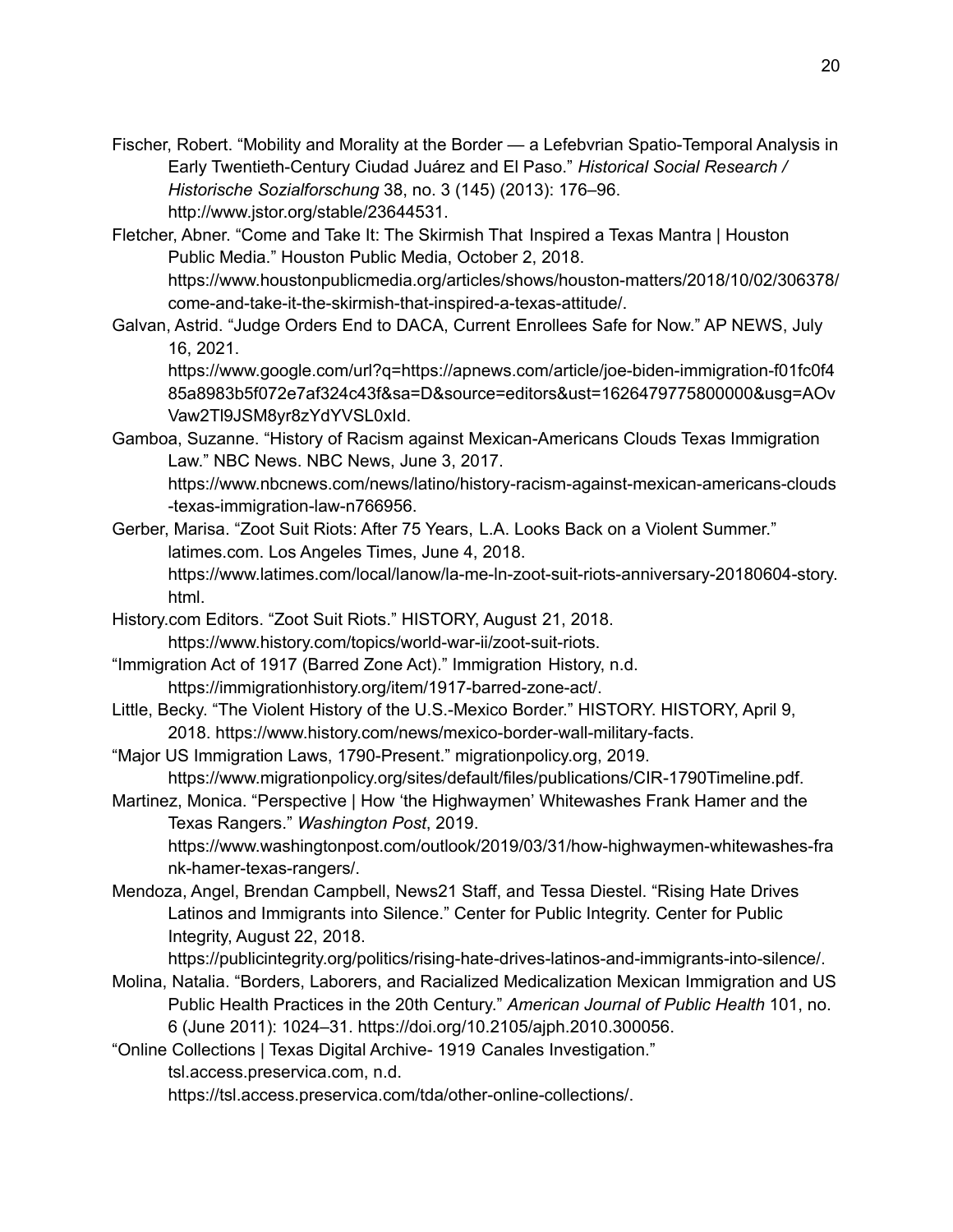Fischer, Robert. “Mobility and Morality at the Border — a Lefebvrian Spatio-Temporal Analysis in Early Twentieth-Century Ciudad Juárez and El Paso.” *Historical Social Research / Historische Sozialforschung* 38, no. 3 (145) (2013): 176–96. http://www.jstor.org/stable/23644531.

Fletcher, Abner. “Come and Take It: The Skirmish That Inspired a Texas Mantra | Houston Public Media.” Houston Public Media, October 2, 2018. https://www.houstonpublicmedia.org/articles/shows/houston-matters/2018/10/02/306378/come-and-take-it-the-skirmish-that-inspired-a-texas-attitude/.

Galvan, Astrid. “Judge Orders End to DACA, Current Enrollees Safe for Now.” AP NEWS, July 16, 2021. https://www.google.com/url?q=https://apnews.com/article/joe-biden-immigration-f01fc0f485a8983b5f072e7af324c43f&sa=D&source=editors&ust=1626479775800000&usg=AOvVaw2Tl9JSM8yr8zYdYVSL0xId.

Gamboa, Suzanne. “History of Racism against Mexican-Americans Clouds Texas Immigration Law.” NBC News. NBC News, June 3, 2017. https://www.nbcnews.com/news/latino/history-racism-against-mexican-americans-clouds-texas-immigration-law-n766956.

Gerber, Marisa. “Zoot Suit Riots: After 75 Years, L.A. Looks Back on a Violent Summer.” latimes.com. Los Angeles Times, June 4, 2018. https://www.latimes.com/local/lanow/la-me-ln-zoot-suit-riots-anniversary-20180604-story.html.

History.com Editors. “Zoot Suit Riots.” HISTORY, August 21, 2018. https://www.history.com/topics/world-war-ii/zoot-suit-riots.

“Immigration Act of 1917 (Barred Zone Act).” Immigration History, n.d. https://immigrationhistory.org/item/1917-barred-zone-act/.

Little, Becky. “The Violent History of the U.S.-Mexico Border.” HISTORY. HISTORY, April 9, 2018. https://www.history.com/news/mexico-border-wall-military-facts.

“Major US Immigration Laws, 1790-Present.” migrationpolicy.org, 2019. https://www.migrationpolicy.org/sites/default/files/publications/CIR-1790Timeline.pdf.

Martinez, Monica. “Perspective | How ‘the Highwaymen’ Whitewashes Frank Hamer and the Texas Rangers.” *Washington Post*, 2019. https://www.washingtonpost.com/outlook/2019/03/31/how-highwaymen-whitewashes-frank-hamer-texas-rangers/.

Mendoza, Angel, Brendan Campbell, News21 Staff, and Tessa Diestel. “Rising Hate Drives Latinos and Immigrants into Silence.” Center for Public Integrity. Center for Public Integrity, August 22, 2018. https://publicintegrity.org/politics/rising-hate-drives-latinos-and-immigrants-into-silence/.

Molina, Natalia. “Borders, Laborers, and Racialized Medicalization Mexican Immigration and US Public Health Practices in the 20th Century.” *American Journal of Public Health* 101, no. 6 (June 2011): 1024–31. https://doi.org/10.2105/ajph.2010.300056.

“Online Collections | Texas Digital Archive- 1919 Canales Investigation.” tsl.access.preservica.com, n.d. https://tsl.access.preservica.com/tda/other-online-collections/.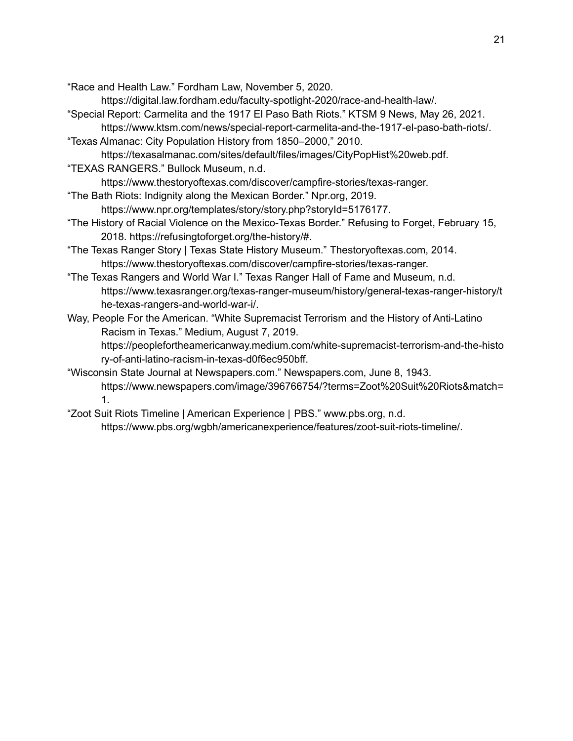“Race and Health Law.” Fordham Law, November 5, 2020. https://digital.law.fordham.edu/faculty-spotlight-2020/race-and-health-law/.

“Special Report: Carmelita and the 1917 El Paso Bath Riots.” KTSM 9 News, May 26, 2021. https://www.ktsm.com/news/special-report-carmelita-and-the-1917-el-paso-bath-riots/.

“Texas Almanac: City Population History from 1850–2000,” 2010. https://texasalmanac.com/sites/default/files/images/CityPopHist%20web.pdf.

“TEXAS RANGERS.” Bullock Museum, n.d. https://www.thestoryoftexas.com/discover/campfire-stories/texas-ranger.

“The Bath Riots: Indignity along the Mexican Border.” Npr.org, 2019. https://www.npr.org/templates/story/story.php?storyId=5176177.

“The History of Racial Violence on the Mexico-Texas Border.” Refusing to Forget, February 15, 2018. https://refusingtoforget.org/the-history/#.

“The Texas Ranger Story | Texas State History Museum.” Thestoryoftexas.com, 2014. https://www.thestoryoftexas.com/discover/campfire-stories/texas-ranger.

“The Texas Rangers and World War I.” Texas Ranger Hall of Fame and Museum, n.d. https://www.texasranger.org/texas-ranger-museum/history/general-texas-ranger-history/the-texas-rangers-and-world-war-i/.

Way, People For the American. “White Supremacist Terrorism and the History of Anti-Latino Racism in Texas.” Medium, August 7, 2019. https://peoplefortheamericanway.medium.com/white-supremacist-terrorism-and-the-history-of-anti-latino-racism-in-texas-d0f6ec950bff.

“Wisconsin State Journal at Newspapers.com.” Newspapers.com, June 8, 1943. https://www.newspapers.com/image/396766754/?terms=Zoot%20Suit%20Riots&match=1.

“Zoot Suit Riots Timeline | American Experience | PBS.” www.pbs.org, n.d. https://www.pbs.org/wgbh/americanexperience/features/zoot-suit-riots-timeline/.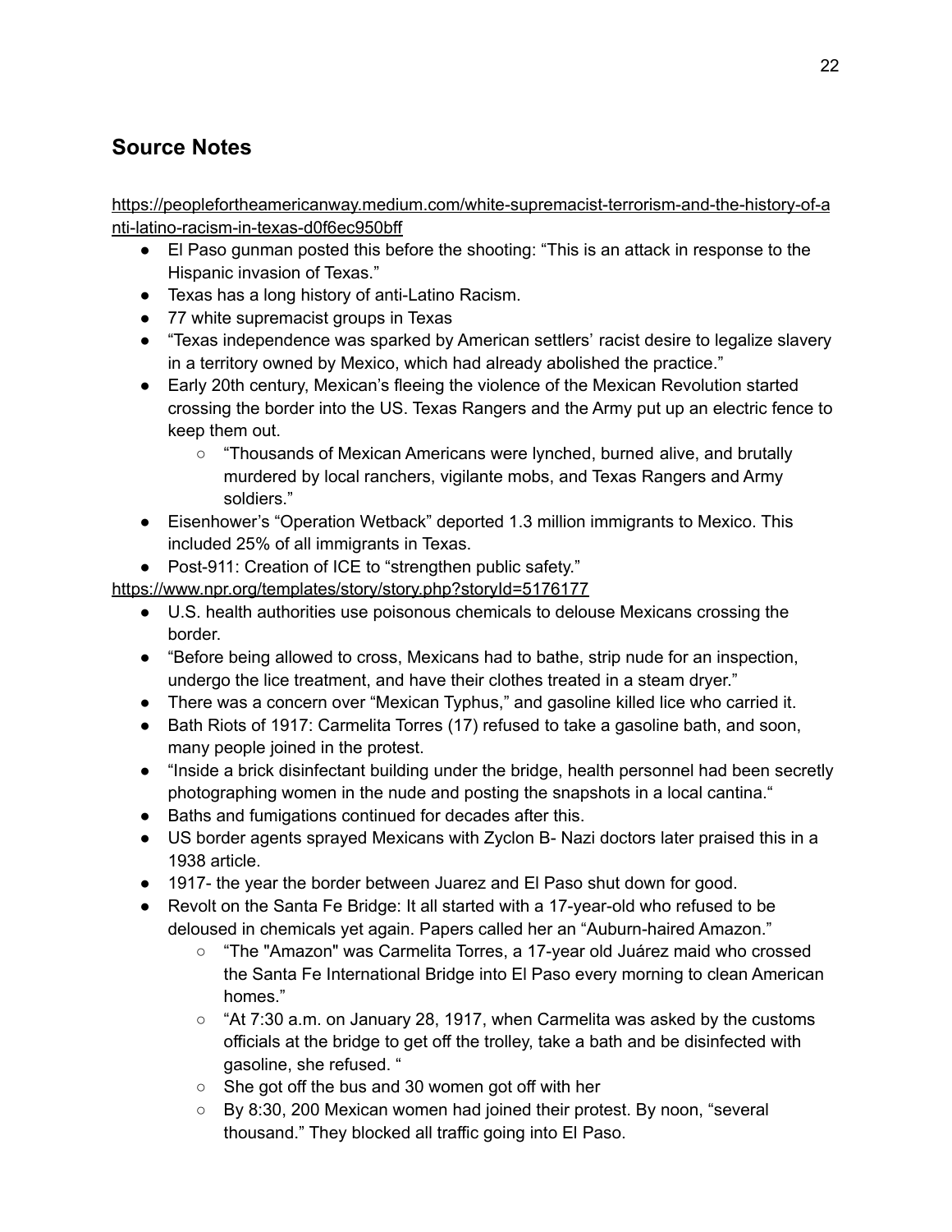## Source Notes

https://peoplefortheamericanway.medium.com/white-supremacist-terrorism-and-the-history-of-anti-latino-racism-in-texas-d0f6ec950bff

- El Paso gunman posted this before the shooting: “This is an attack in response to the Hispanic invasion of Texas.”
- Texas has a long history of anti-Latino Racism.
- 77 white supremacist groups in Texas
- “Texas independence was sparked by American settlers’ racist desire to legalize slavery in a territory owned by Mexico, which had already abolished the practice.”
- Early 20th century, Mexican’s fleeing the violence of the Mexican Revolution started crossing the border into the US. Texas Rangers and the Army put up an electric fence to keep them out.
    - “Thousands of Mexican Americans were lynched, burned alive, and brutally murdered by local ranchers, vigilante mobs, and Texas Rangers and Army soldiers.”
- Eisenhower’s “Operation Wetback” deported 1.3 million immigrants to Mexico. This included 25% of all immigrants in Texas.
- Post-911: Creation of ICE to “strengthen public safety.”

https://www.npr.org/templates/story/story.php?storyId=5176177

- U.S. health authorities use poisonous chemicals to delouse Mexicans crossing the border.
- “Before being allowed to cross, Mexicans had to bathe, strip nude for an inspection, undergo the lice treatment, and have their clothes treated in a steam dryer.”
- There was a concern over “Mexican Typhus,” and gasoline killed lice who carried it.
- Bath Riots of 1917: Carmelita Torres (17) refused to take a gasoline bath, and soon, many people joined in the protest.
- “Inside a brick disinfectant building under the bridge, health personnel had been secretly photographing women in the nude and posting the snapshots in a local cantina.“
- Baths and fumigations continued for decades after this.
- US border agents sprayed Mexicans with Zyclon B- Nazi doctors later praised this in a 1938 article.
- 1917- the year the border between Juarez and El Paso shut down for good.
- Revolt on the Santa Fe Bridge: It all started with a 17-year-old who refused to be deloused in chemicals yet again. Papers called her an “Auburn-haired Amazon.”
    - “The "Amazon" was Carmelita Torres, a 17-year old Juárez maid who crossed the Santa Fe International Bridge into El Paso every morning to clean American homes.”
    - “At 7:30 a.m. on January 28, 1917, when Carmelita was asked by the customs officials at the bridge to get off the trolley, take a bath and be disinfected with gasoline, she refused. “
    - She got off the bus and 30 women got off with her
    - By 8:30, 200 Mexican women had joined their protest. By noon, “several thousand.” They blocked all traffic going into El Paso.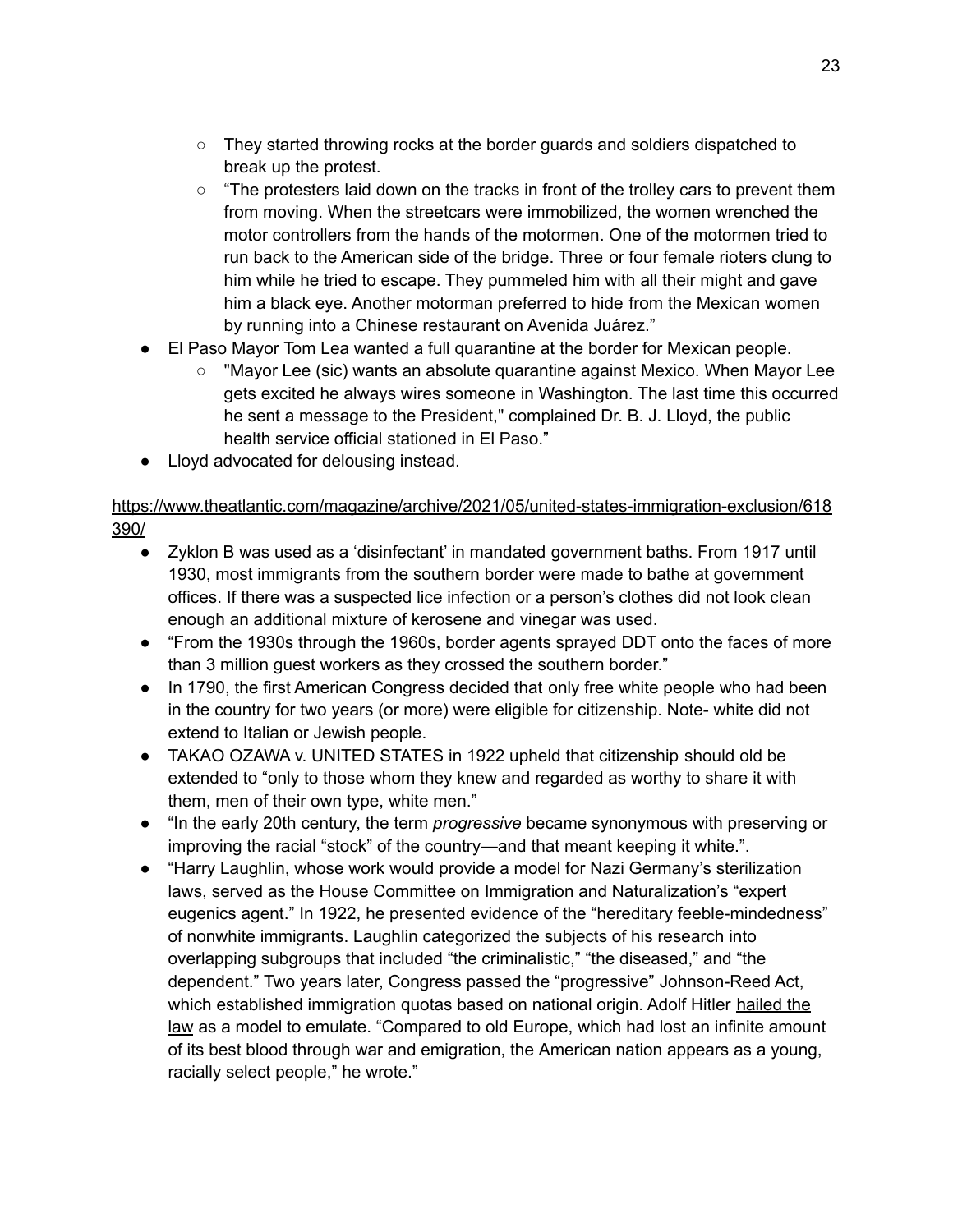- They started throwing rocks at the border guards and soldiers dispatched to break up the protest.
    - "The protesters laid down on the tracks in front of the trolley cars to prevent them from moving. When the streetcars were immobilized, the women wrenched the motor controllers from the hands of the motormen. One of the motormen tried to run back to the American side of the bridge. Three or four female rioters clung to him while he tried to escape. They pummeled him with all their might and gave him a black eye. Another motorman preferred to hide from the Mexican women by running into a Chinese restaurant on Avenida Juárez."
- El Paso Mayor Tom Lea wanted a full quarantine at the border for Mexican people.
    - "Mayor Lee (sic) wants an absolute quarantine against Mexico. When Mayor Lee gets excited he always wires someone in Washington. The last time this occurred he sent a message to the President," complained Dr. B. J. Lloyd, the public health service official stationed in El Paso."
- Lloyd advocated for delousing instead.

https://www.theatlantic.com/magazine/archive/2021/05/united-states-immigration-exclusion/618390/

- Zyklon B was used as a 'disinfectant' in mandated government baths. From 1917 until 1930, most immigrants from the southern border were made to bathe at government offices. If there was a suspected lice infection or a person's clothes did not look clean enough an additional mixture of kerosene and vinegar was used.
- "From the 1930s through the 1960s, border agents sprayed DDT onto the faces of more than 3 million guest workers as they crossed the southern border."
- In 1790, the first American Congress decided that only free white people who had been in the country for two years (or more) were eligible for citizenship. Note- white did not extend to Italian or Jewish people.
- TAKAO OZAWA v. UNITED STATES in 1922 upheld that citizenship should old be extended to "only to those whom they knew and regarded as worthy to share it with them, men of their own type, white men."
- "In the early 20th century, the term *progressive* became synonymous with preserving or improving the racial "stock" of the country—and that meant keeping it white.".
- "Harry Laughlin, whose work would provide a model for Nazi Germany's sterilization laws, served as the House Committee on Immigration and Naturalization's "expert eugenics agent." In 1922, he presented evidence of the "hereditary feeble-mindedness" of nonwhite immigrants. Laughlin categorized the subjects of his research into overlapping subgroups that included "the criminalistic," "the diseased," and "the dependent." Two years later, Congress passed the "progressive" Johnson-Reed Act, which established immigration quotas based on national origin. Adolf Hitler hailed the law as a model to emulate. "Compared to old Europe, which had lost an infinite amount of its best blood through war and emigration, the American nation appears as a young, racially select people," he wrote."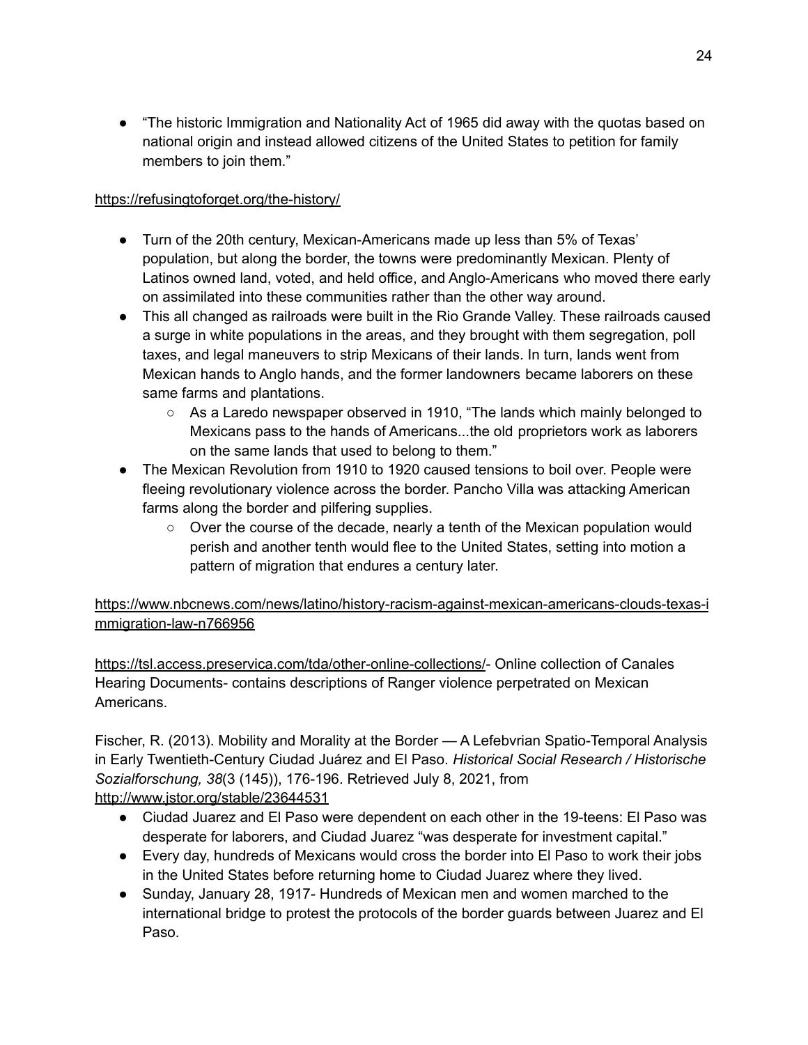- "The historic Immigration and Nationality Act of 1965 did away with the quotas based on national origin and instead allowed citizens of the United States to petition for family members to join them."

https://refusingtoforget.org/the-history/

- Turn of the 20th century, Mexican-Americans made up less than 5% of Texas' population, but along the border, the towns were predominantly Mexican. Plenty of Latinos owned land, voted, and held office, and Anglo-Americans who moved there early on assimilated into these communities rather than the other way around.
- This all changed as railroads were built in the Rio Grande Valley. These railroads caused a surge in white populations in the areas, and they brought with them segregation, poll taxes, and legal maneuvers to strip Mexicans of their lands. In turn, lands went from Mexican hands to Anglo hands, and the former landowners became laborers on these same farms and plantations.
    - As a Laredo newspaper observed in 1910, "The lands which mainly belonged to Mexicans pass to the hands of Americans...the old proprietors work as laborers on the same lands that used to belong to them."
- The Mexican Revolution from 1910 to 1920 caused tensions to boil over. People were fleeing revolutionary violence across the border. Pancho Villa was attacking American farms along the border and pilfering supplies.
    - Over the course of the decade, nearly a tenth of the Mexican population would perish and another tenth would flee to the United States, setting into motion a pattern of migration that endures a century later.

https://www.nbcnews.com/news/latino/history-racism-against-mexican-americans-clouds-texas-immigration-law-n766956

https://tsl.access.preservica.com/tda/other-online-collections/- Online collection of Canales Hearing Documents- contains descriptions of Ranger violence perpetrated on Mexican Americans.

Fischer, R. (2013). Mobility and Morality at the Border — A Lefebvrian Spatio-Temporal Analysis in Early Twentieth-Century Ciudad Juárez and El Paso. *Historical Social Research / Historische Sozialforschung, 38*(3 (145)), 176-196. Retrieved July 8, 2021, from http://www.jstor.org/stable/23644531

- Ciudad Juarez and El Paso were dependent on each other in the 19-teens: El Paso was desperate for laborers, and Ciudad Juarez "was desperate for investment capital."
- Every day, hundreds of Mexicans would cross the border into El Paso to work their jobs in the United States before returning home to Ciudad Juarez where they lived.
- Sunday, January 28, 1917- Hundreds of Mexican men and women marched to the international bridge to protest the protocols of the border guards between Juarez and El Paso.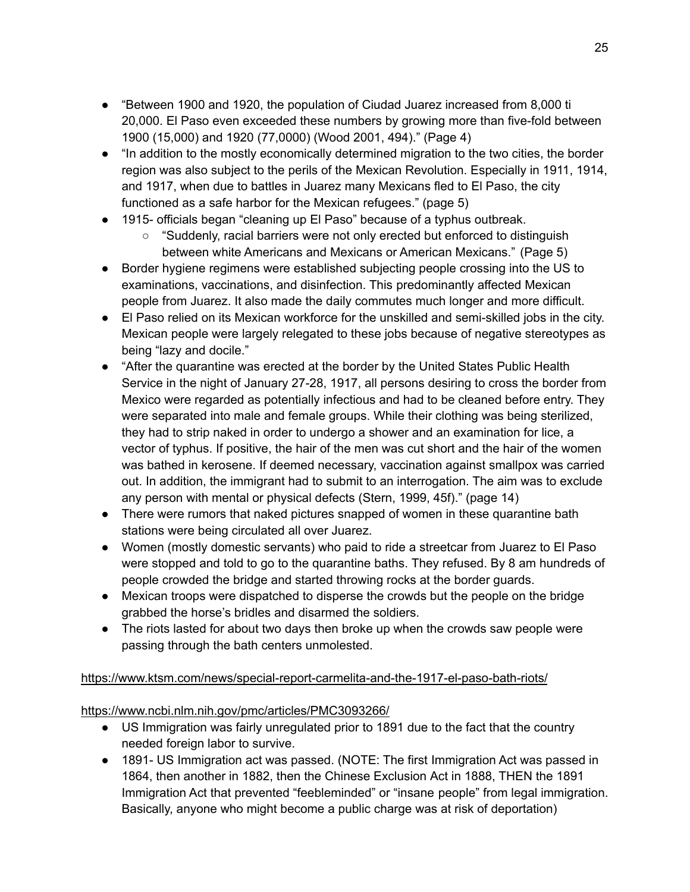- "Between 1900 and 1920, the population of Ciudad Juarez increased from 8,000 ti 20,000. El Paso even exceeded these numbers by growing more than five-fold between 1900 (15,000) and 1920 (77,0000) (Wood 2001, 494)." (Page 4)
- "In addition to the mostly economically determined migration to the two cities, the border region was also subject to the perils of the Mexican Revolution. Especially in 1911, 1914, and 1917, when due to battles in Juarez many Mexicans fled to El Paso, the city functioned as a safe harbor for the Mexican refugees." (page 5)
- 1915- officials began "cleaning up El Paso" because of a typhus outbreak.
    - "Suddenly, racial barriers were not only erected but enforced to distinguish between white Americans and Mexicans or American Mexicans." (Page 5)
- Border hygiene regimens were established subjecting people crossing into the US to examinations, vaccinations, and disinfection. This predominantly affected Mexican people from Juarez. It also made the daily commutes much longer and more difficult.
- El Paso relied on its Mexican workforce for the unskilled and semi-skilled jobs in the city. Mexican people were largely relegated to these jobs because of negative stereotypes as being "lazy and docile."
- "After the quarantine was erected at the border by the United States Public Health Service in the night of January 27-28, 1917, all persons desiring to cross the border from Mexico were regarded as potentially infectious and had to be cleaned before entry. They were separated into male and female groups. While their clothing was being sterilized, they had to strip naked in order to undergo a shower and an examination for lice, a vector of typhus. If positive, the hair of the men was cut short and the hair of the women was bathed in kerosene. If deemed necessary, vaccination against smallpox was carried out. In addition, the immigrant had to submit to an interrogation. The aim was to exclude any person with mental or physical defects (Stern, 1999, 45f)." (page 14)
- There were rumors that naked pictures snapped of women in these quarantine bath stations were being circulated all over Juarez.
- Women (mostly domestic servants) who paid to ride a streetcar from Juarez to El Paso were stopped and told to go to the quarantine baths. They refused. By 8 am hundreds of people crowded the bridge and started throwing rocks at the border guards.
- Mexican troops were dispatched to disperse the crowds but the people on the bridge grabbed the horse's bridles and disarmed the soldiers.
- The riots lasted for about two days then broke up when the crowds saw people were passing through the bath centers unmolested.

https://www.ktsm.com/news/special-report-carmelita-and-the-1917-el-paso-bath-riots/

https://www.ncbi.nlm.nih.gov/pmc/articles/PMC3093266/

- US Immigration was fairly unregulated prior to 1891 due to the fact that the country needed foreign labor to survive.
- 1891- US Immigration act was passed. (NOTE: The first Immigration Act was passed in 1864, then another in 1882, then the Chinese Exclusion Act in 1888, THEN the 1891 Immigration Act that prevented "feebleminded" or "insane people" from legal immigration. Basically, anyone who might become a public charge was at risk of deportation)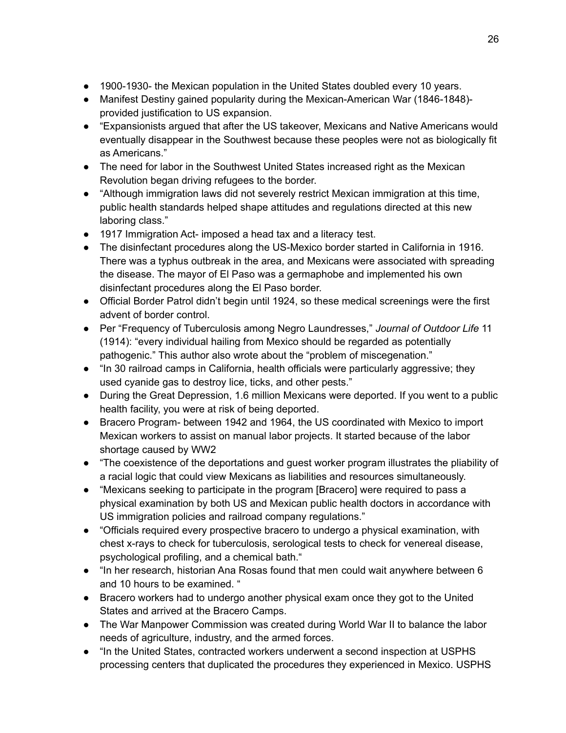- 1900-1930- the Mexican population in the United States doubled every 10 years.
- Manifest Destiny gained popularity during the Mexican-American War (1846-1848)- provided justification to US expansion.
- “Expansionists argued that after the US takeover, Mexicans and Native Americans would eventually disappear in the Southwest because these peoples were not as biologically fit as Americans.”
- The need for labor in the Southwest United States increased right as the Mexican Revolution began driving refugees to the border.
- “Although immigration laws did not severely restrict Mexican immigration at this time, public health standards helped shape attitudes and regulations directed at this new laboring class.”
- 1917 Immigration Act- imposed a head tax and a literacy test.
- The disinfectant procedures along the US-Mexico border started in California in 1916. There was a typhus outbreak in the area, and Mexicans were associated with spreading the disease. The mayor of El Paso was a germaphobe and implemented his own disinfectant procedures along the El Paso border.
- Official Border Patrol didn’t begin until 1924, so these medical screenings were the first advent of border control.
- Per “Frequency of Tuberculosis among Negro Laundresses,” *Journal of Outdoor Life* 11 (1914): “every individual hailing from Mexico should be regarded as potentially pathogenic.” This author also wrote about the “problem of miscegenation.”
- “In 30 railroad camps in California, health officials were particularly aggressive; they used cyanide gas to destroy lice, ticks, and other pests.”
- During the Great Depression, 1.6 million Mexicans were deported. If you went to a public health facility, you were at risk of being deported.
- Bracero Program- between 1942 and 1964, the US coordinated with Mexico to import Mexican workers to assist on manual labor projects. It started because of the labor shortage caused by WW2
- “The coexistence of the deportations and guest worker program illustrates the pliability of a racial logic that could view Mexicans as liabilities and resources simultaneously.
- “Mexicans seeking to participate in the program [Bracero] were required to pass a physical examination by both US and Mexican public health doctors in accordance with US immigration policies and railroad company regulations.”
- “Officials required every prospective bracero to undergo a physical examination, with chest x-rays to check for tuberculosis, serological tests to check for venereal disease, psychological profiling, and a chemical bath.“
- “In her research, historian Ana Rosas found that men could wait anywhere between 6 and 10 hours to be examined. “
- Bracero workers had to undergo another physical exam once they got to the United States and arrived at the Bracero Camps.
- The War Manpower Commission was created during World War II to balance the labor needs of agriculture, industry, and the armed forces.
- “In the United States, contracted workers underwent a second inspection at USPHS processing centers that duplicated the procedures they experienced in Mexico. USPHS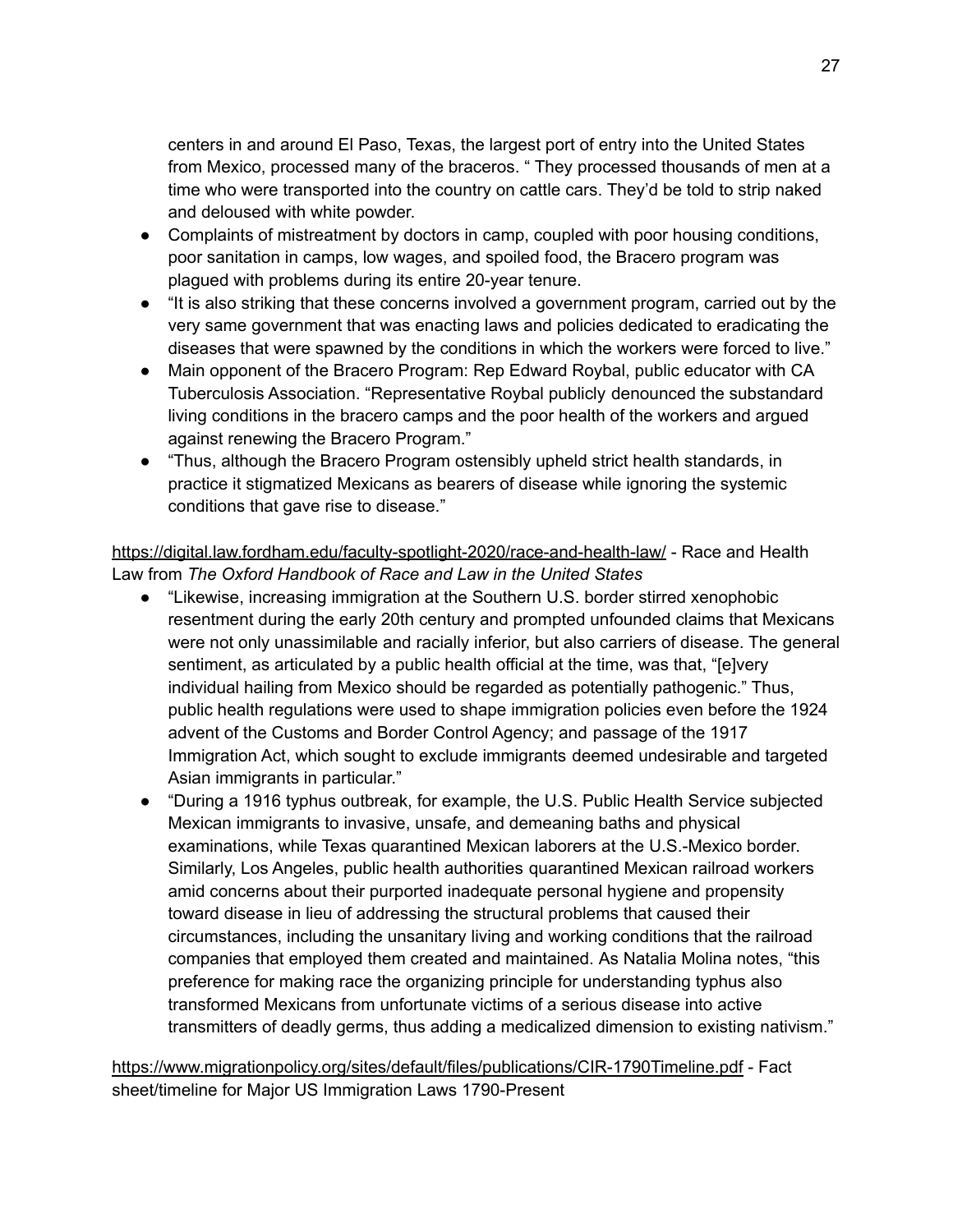centers in and around El Paso, Texas, the largest port of entry into the United States from Mexico, processed many of the braceros. " They processed thousands of men at a time who were transported into the country on cattle cars. They'd be told to strip naked and deloused with white powder.

- Complaints of mistreatment by doctors in camp, coupled with poor housing conditions, poor sanitation in camps, low wages, and spoiled food, the Bracero program was plagued with problems during its entire 20-year tenure.
- "It is also striking that these concerns involved a government program, carried out by the very same government that was enacting laws and policies dedicated to eradicating the diseases that were spawned by the conditions in which the workers were forced to live."
- Main opponent of the Bracero Program: Rep Edward Roybal, public educator with CA Tuberculosis Association. "Representative Roybal publicly denounced the substandard living conditions in the bracero camps and the poor health of the workers and argued against renewing the Bracero Program."
- "Thus, although the Bracero Program ostensibly upheld strict health standards, in practice it stigmatized Mexicans as bearers of disease while ignoring the systemic conditions that gave rise to disease."

https://digital.law.fordham.edu/faculty-spotlight-2020/race-and-health-law/ - Race and Health Law from *The Oxford Handbook of Race and Law in the United States*

- "Likewise, increasing immigration at the Southern U.S. border stirred xenophobic resentment during the early 20th century and prompted unfounded claims that Mexicans were not only unassimilable and racially inferior, but also carriers of disease. The general sentiment, as articulated by a public health official at the time, was that, "[e]very individual hailing from Mexico should be regarded as potentially pathogenic." Thus, public health regulations were used to shape immigration policies even before the 1924 advent of the Customs and Border Control Agency; and passage of the 1917 Immigration Act, which sought to exclude immigrants deemed undesirable and targeted Asian immigrants in particular."
- "During a 1916 typhus outbreak, for example, the U.S. Public Health Service subjected Mexican immigrants to invasive, unsafe, and demeaning baths and physical examinations, while Texas quarantined Mexican laborers at the U.S.-Mexico border. Similarly, Los Angeles, public health authorities quarantined Mexican railroad workers amid concerns about their purported inadequate personal hygiene and propensity toward disease in lieu of addressing the structural problems that caused their circumstances, including the unsanitary living and working conditions that the railroad companies that employed them created and maintained. As Natalia Molina notes, "this preference for making race the organizing principle for understanding typhus also transformed Mexicans from unfortunate victims of a serious disease into active transmitters of deadly germs, thus adding a medicalized dimension to existing nativism."

https://www.migrationpolicy.org/sites/default/files/publications/CIR-1790Timeline.pdf - Fact sheet/timeline for Major US Immigration Laws 1790-Present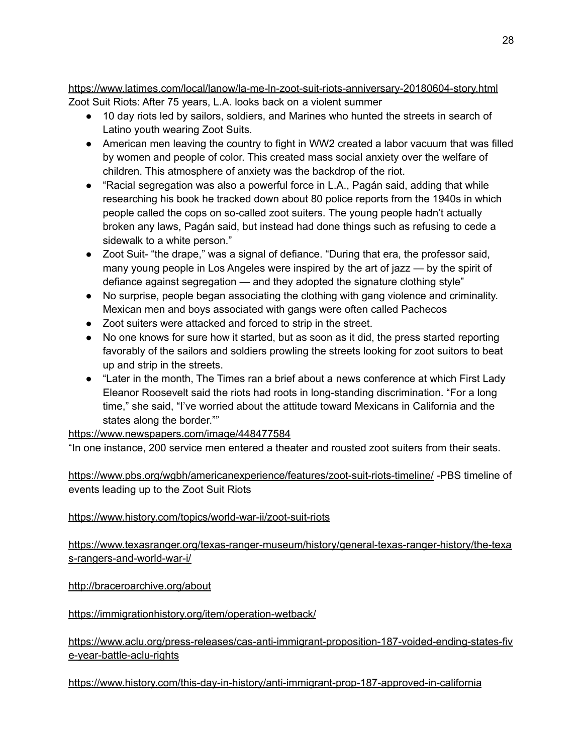https://www.latimes.com/local/lanow/la-me-ln-zoot-suit-riots-anniversary-20180604-story.html
Zoot Suit Riots: After 75 years, L.A. looks back on a violent summer

- 10 day riots led by sailors, soldiers, and Marines who hunted the streets in search of Latino youth wearing Zoot Suits.
- American men leaving the country to fight in WW2 created a labor vacuum that was filled by women and people of color. This created mass social anxiety over the welfare of children. This atmosphere of anxiety was the backdrop of the riot.
- "Racial segregation was also a powerful force in L.A., Pagán said, adding that while researching his book he tracked down about 80 police reports from the 1940s in which people called the cops on so-called zoot suiters. The young people hadn't actually broken any laws, Pagán said, but instead had done things such as refusing to cede a sidewalk to a white person."
- Zoot Suit- "the drape," was a signal of defiance. "During that era, the professor said, many young people in Los Angeles were inspired by the art of jazz — by the spirit of defiance against segregation — and they adopted the signature clothing style"
- No surprise, people began associating the clothing with gang violence and criminality. Mexican men and boys associated with gangs were often called Pachecos
- Zoot suiters were attacked and forced to strip in the street.
- No one knows for sure how it started, but as soon as it did, the press started reporting favorably of the sailors and soldiers prowling the streets looking for zoot suitors to beat up and strip in the streets.
- "Later in the month, The Times ran a brief about a news conference at which First Lady Eleanor Roosevelt said the riots had roots in long-standing discrimination. "For a long time," she said, "I've worried about the attitude toward Mexicans in California and the states along the border.""

https://www.newspapers.com/image/448477584
"In one instance, 200 service men entered a theater and rousted zoot suiters from their seats.

https://www.pbs.org/wgbh/americanexperience/features/zoot-suit-riots-timeline/ -PBS timeline of events leading up to the Zoot Suit Riots

https://www.history.com/topics/world-war-ii/zoot-suit-riots

https://www.texasranger.org/texas-ranger-museum/history/general-texas-ranger-history/the-texas-rangers-and-world-war-i/

http://braceroarchive.org/about

https://immigrationhistory.org/item/operation-wetback/

https://www.aclu.org/press-releases/cas-anti-immigrant-proposition-187-voided-ending-states-five-year-battle-aclu-rights

https://www.history.com/this-day-in-history/anti-immigrant-prop-187-approved-in-california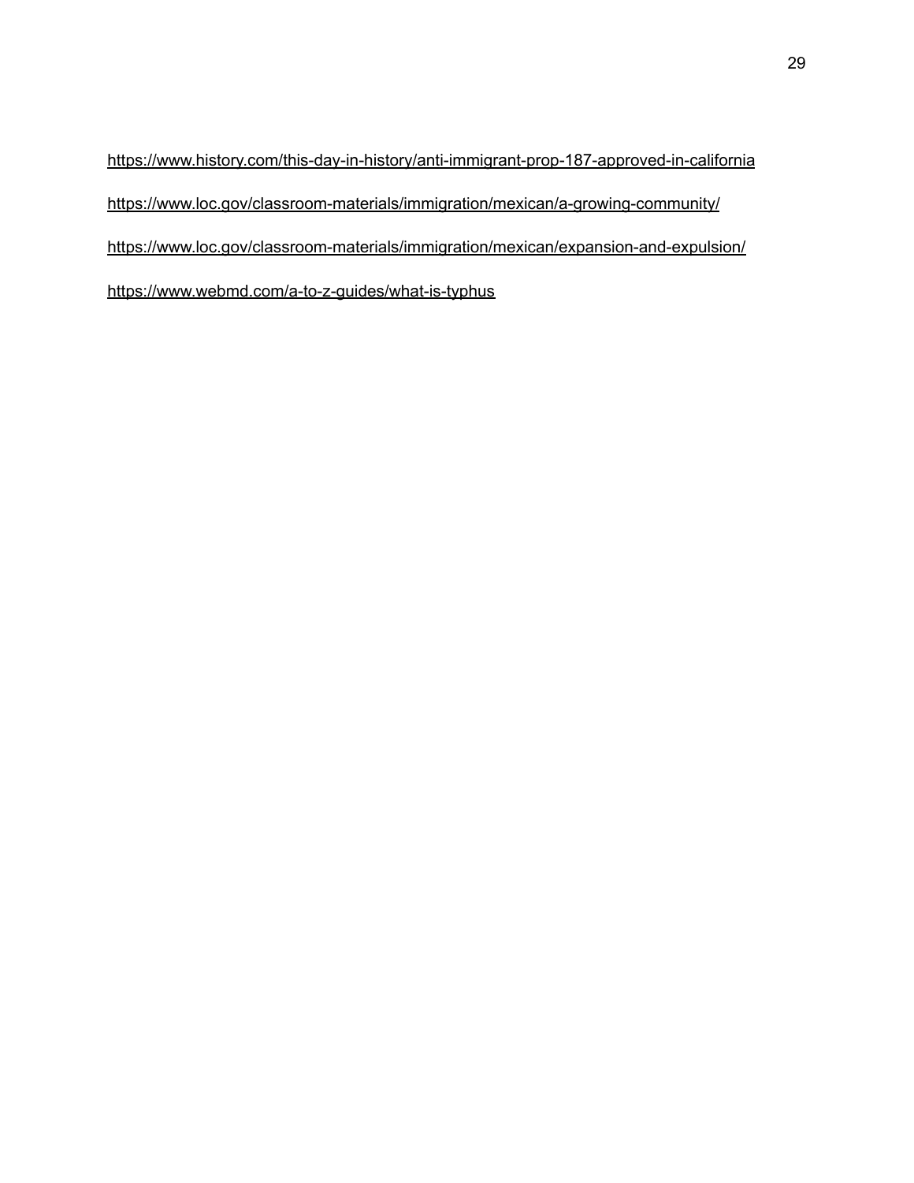https://www.history.com/this-day-in-history/anti-immigrant-prop-187-approved-in-california

https://www.loc.gov/classroom-materials/immigration/mexican/a-growing-community/

https://www.loc.gov/classroom-materials/immigration/mexican/expansion-and-expulsion/

https://www.webmd.com/a-to-z-guides/what-is-typhus